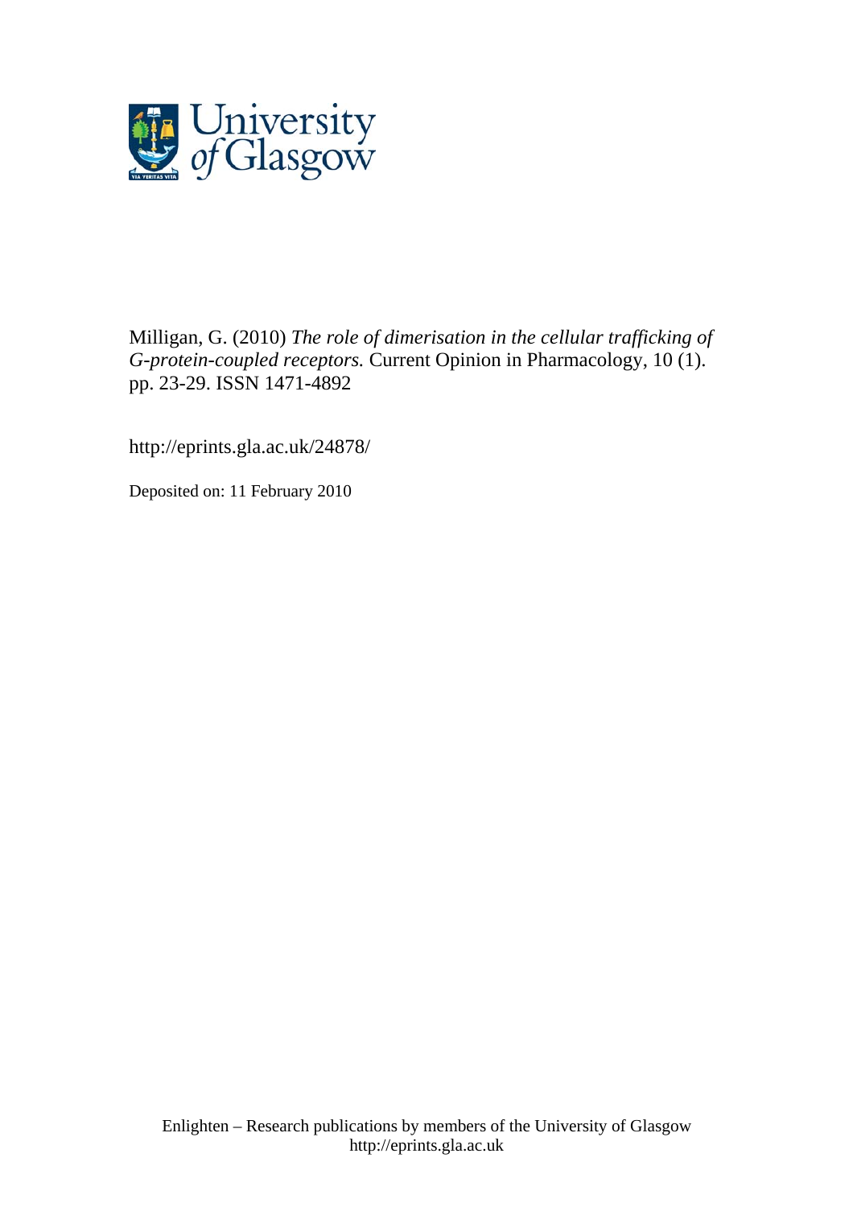Milligan, G. (2010) *The role of dimerisation in the cellular trafficking of G-protein-coupled receptors.* Current Opinion in Pharmacology, 10 (1). pp. 23-29. ISSN 1471-4892

http://eprints.gla.ac.uk/24878/

Deposited on: 11 February 2010

Enlighten – Research publications by members of the University of Glasgow
http://eprints.gla.ac.uk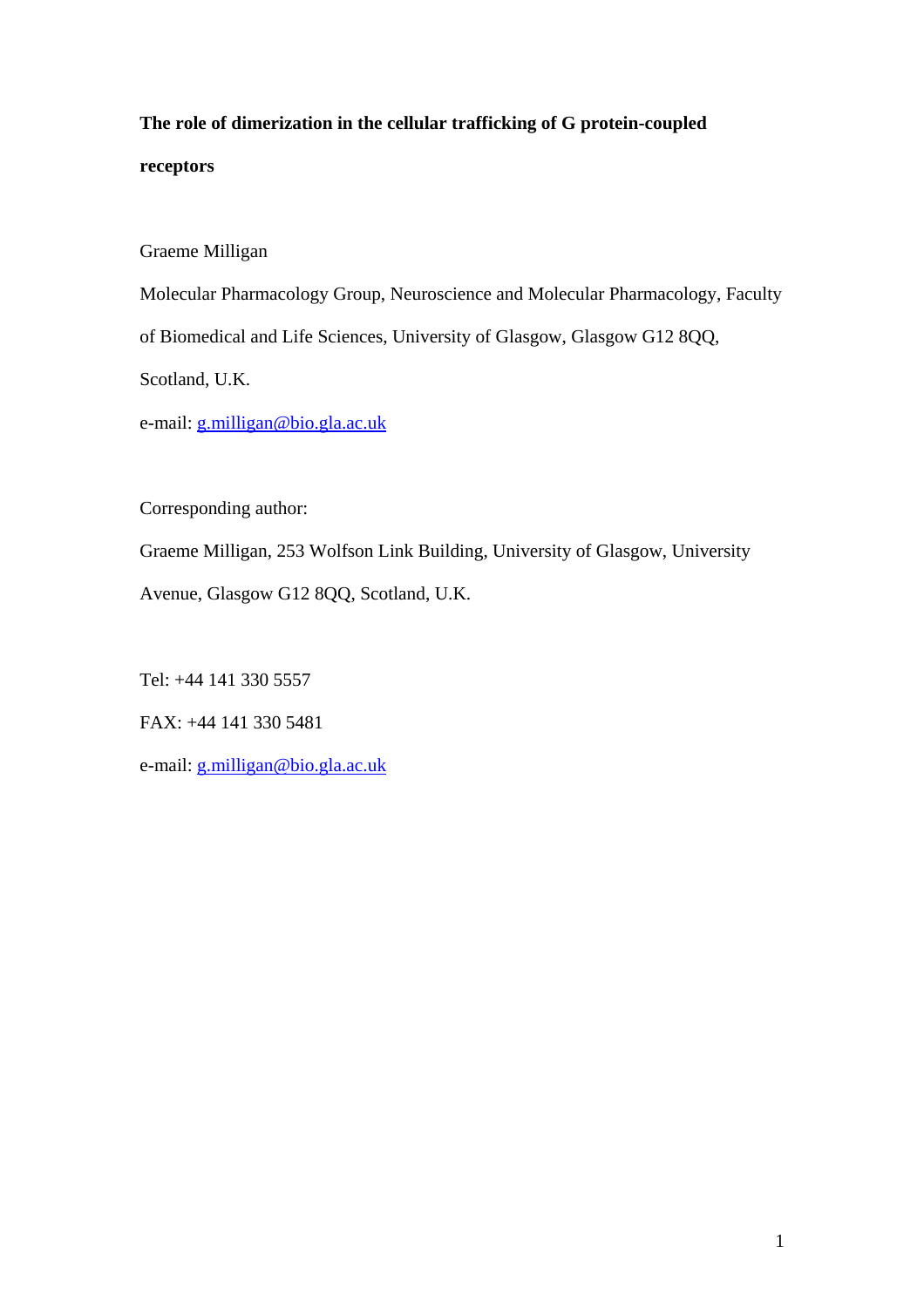**The role of dimerization in the cellular trafficking of G protein-coupled receptors**

Graeme Milligan

Molecular Pharmacology Group, Neuroscience and Molecular Pharmacology, Faculty of Biomedical and Life Sciences, University of Glasgow, Glasgow G12 8QQ, Scotland, U.K.

e-mail: g.milligan@bio.gla.ac.uk

Corresponding author:

Graeme Milligan, 253 Wolfson Link Building, University of Glasgow, University Avenue, Glasgow G12 8QQ, Scotland, U.K.

Tel: +44 141 330 5557

FAX: +44 141 330 5481

e-mail: g.milligan@bio.gla.ac.uk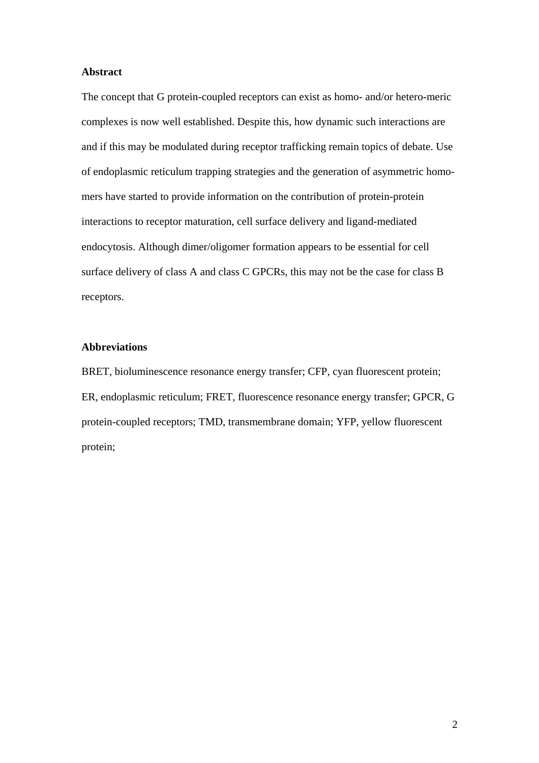## Abstract

The concept that G protein-coupled receptors can exist as homo- and/or hetero-meric complexes is now well established. Despite this, how dynamic such interactions are and if this may be modulated during receptor trafficking remain topics of debate. Use of endoplasmic reticulum trapping strategies and the generation of asymmetric homo-mers have started to provide information on the contribution of protein-protein interactions to receptor maturation, cell surface delivery and ligand-mediated endocytosis. Although dimer/oligomer formation appears to be essential for cell surface delivery of class A and class C GPCRs, this may not be the case for class B receptors.

## Abbreviations

BRET, bioluminescence resonance energy transfer; CFP, cyan fluorescent protein; ER, endoplasmic reticulum; FRET, fluorescence resonance energy transfer; GPCR, G protein-coupled receptors; TMD, transmembrane domain; YFP, yellow fluorescent protein;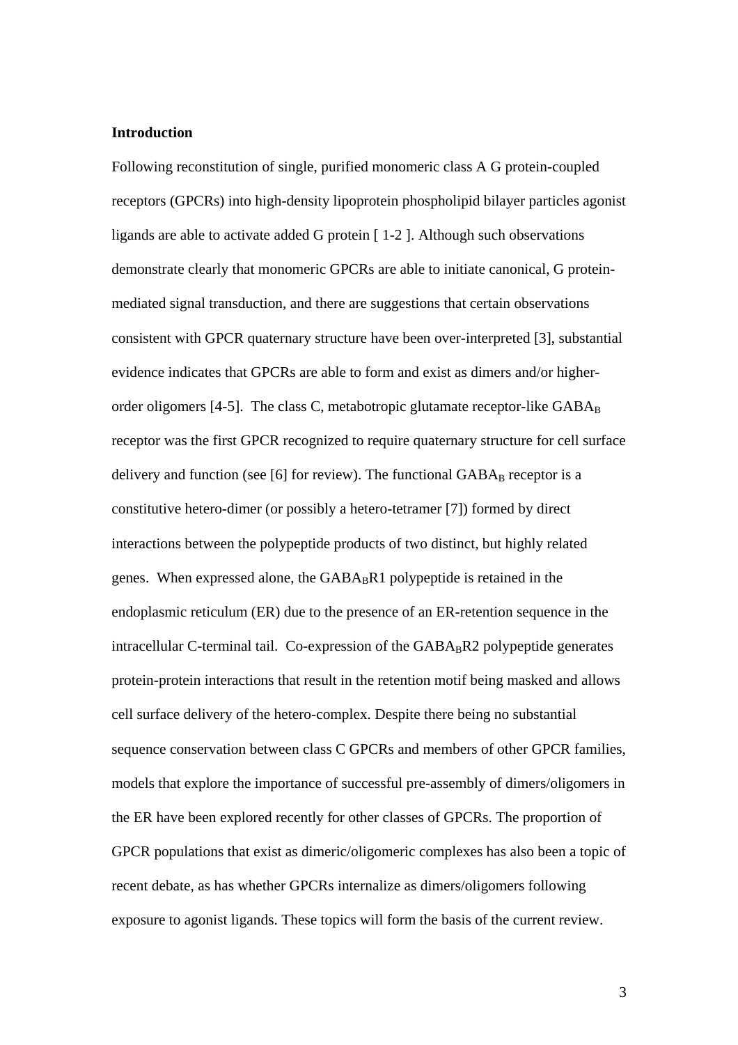**Introduction**

Following reconstitution of single, purified monomeric class A G protein-coupled receptors (GPCRs) into high-density lipoprotein phospholipid bilayer particles agonist ligands are able to activate added G protein [ 1-2 ]. Although such observations demonstrate clearly that monomeric GPCRs are able to initiate canonical, G protein-mediated signal transduction, and there are suggestions that certain observations consistent with GPCR quaternary structure have been over-interpreted [3], substantial evidence indicates that GPCRs are able to form and exist as dimers and/or higher-order oligomers [4-5]. The class C, metabotropic glutamate receptor-like $GABA_B$ receptor was the first GPCR recognized to require quaternary structure for cell surface delivery and function (see [6] for review). The functional $GABA_B$ receptor is a constitutive hetero-dimer (or possibly a hetero-tetramer [7]) formed by direct interactions between the polypeptide products of two distinct, but highly related genes. When expressed alone, the $GABA_BR1$ polypeptide is retained in the endoplasmic reticulum (ER) due to the presence of an ER-retention sequence in the intracellular C-terminal tail. Co-expression of the $GABA_BR2$ polypeptide generates protein-protein interactions that result in the retention motif being masked and allows cell surface delivery of the hetero-complex. Despite there being no substantial sequence conservation between class C GPCRs and members of other GPCR families, models that explore the importance of successful pre-assembly of dimers/oligomers in the ER have been explored recently for other classes of GPCRs. The proportion of GPCR populations that exist as dimeric/oligomeric complexes has also been a topic of recent debate, as has whether GPCRs internalize as dimers/oligomers following exposure to agonist ligands. These topics will form the basis of the current review.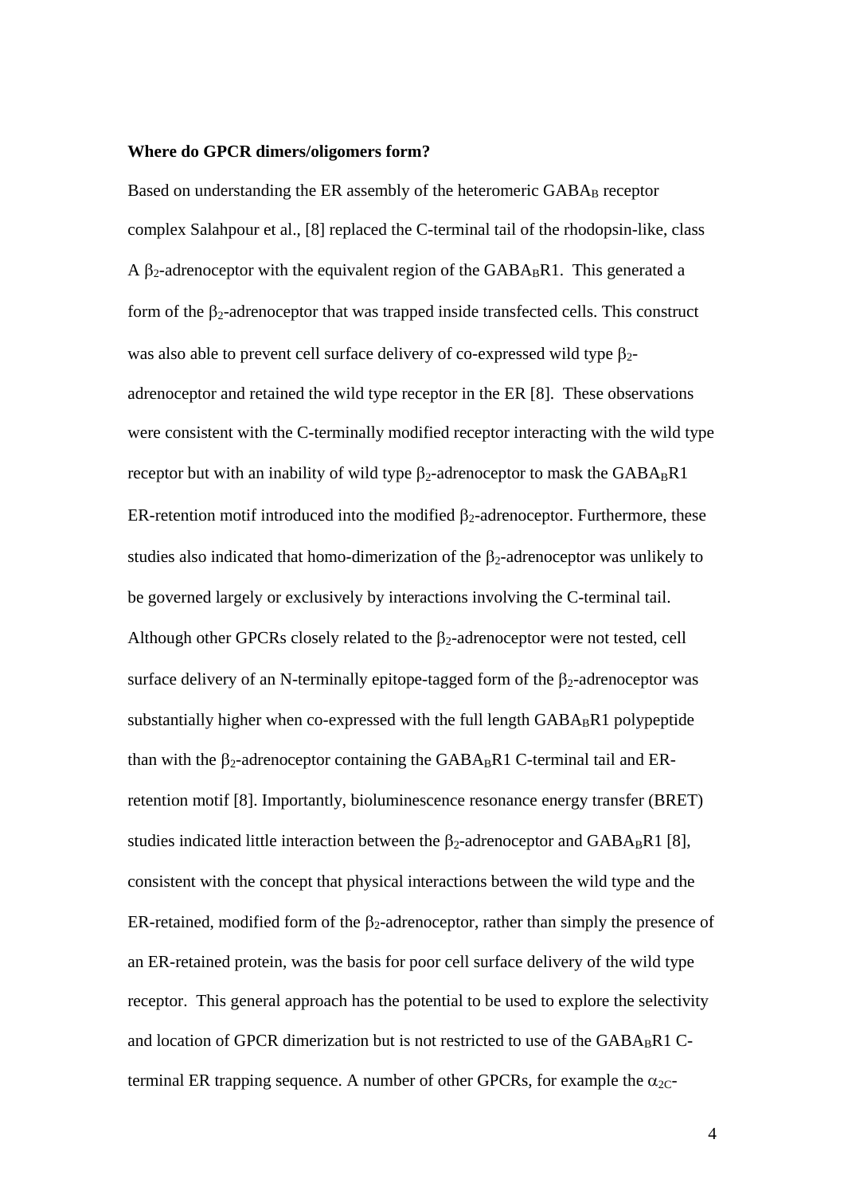**Where do GPCR dimers/oligomers form?**

Based on understanding the ER assembly of the heteromeric $GABA_B$ receptor complex Salahpour et al., [8] replaced the C-terminal tail of the rhodopsin-like, class A $\beta_2$-adrenoceptor with the equivalent region of the $GABA_BR1$. This generated a form of the $\beta_2$-adrenoceptor that was trapped inside transfected cells. This construct was also able to prevent cell surface delivery of co-expressed wild type $\beta_2$-adrenoceptor and retained the wild type receptor in the ER [8]. These observations were consistent with the C-terminally modified receptor interacting with the wild type receptor but with an inability of wild type $\beta_2$-adrenoceptor to mask the $GABA_BR1$ ER-retention motif introduced into the modified $\beta_2$-adrenoceptor. Furthermore, these studies also indicated that homo-dimerization of the $\beta_2$-adrenoceptor was unlikely to be governed largely or exclusively by interactions involving the C-terminal tail. Although other GPCRs closely related to the $\beta_2$-adrenoceptor were not tested, cell surface delivery of an N-terminally epitope-tagged form of the $\beta_2$-adrenoceptor was substantially higher when co-expressed with the full length $GABA_BR1$ polypeptide than with the $\beta_2$-adrenoceptor containing the $GABA_BR1$ C-terminal tail and ER-retention motif [8]. Importantly, bioluminescence resonance energy transfer (BRET) studies indicated little interaction between the $\beta_2$-adrenoceptor and $GABA_BR1$ [8], consistent with the concept that physical interactions between the wild type and the ER-retained, modified form of the $\beta_2$-adrenoceptor, rather than simply the presence of an ER-retained protein, was the basis for poor cell surface delivery of the wild type receptor. This general approach has the potential to be used to explore the selectivity and location of GPCR dimerization but is not restricted to use of the $GABA_BR1$ C-terminal ER trapping sequence. A number of other GPCRs, for example the $\alpha_{2C}$-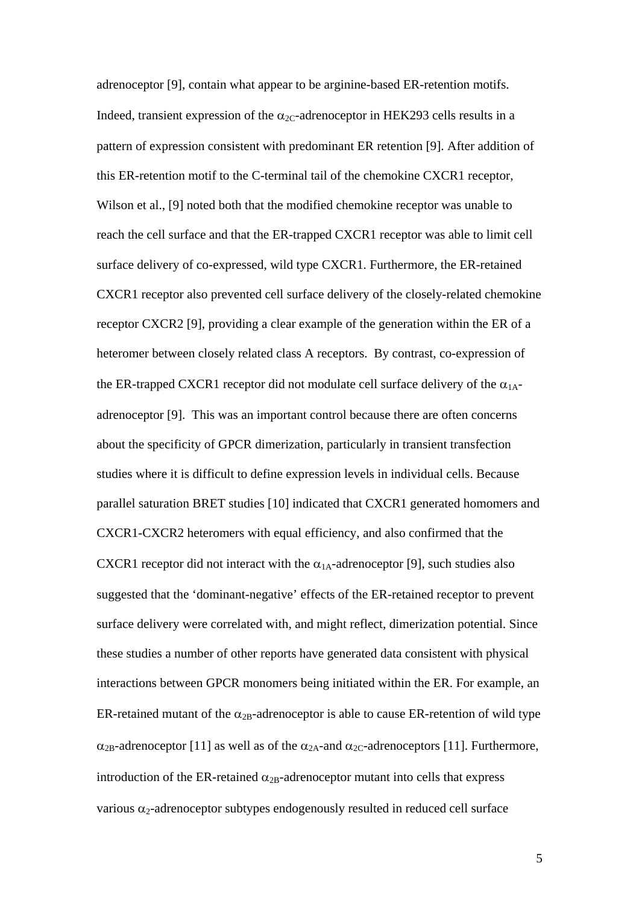adrenoceptor [9], contain what appear to be arginine-based ER-retention motifs. Indeed, transient expression of the $\alpha_{2C}$-adrenoceptor in HEK293 cells results in a pattern of expression consistent with predominant ER retention [9]. After addition of this ER-retention motif to the C-terminal tail of the chemokine CXCR1 receptor, Wilson et al., [9] noted both that the modified chemokine receptor was unable to reach the cell surface and that the ER-trapped CXCR1 receptor was able to limit cell surface delivery of co-expressed, wild type CXCR1. Furthermore, the ER-retained CXCR1 receptor also prevented cell surface delivery of the closely-related chemokine receptor CXCR2 [9], providing a clear example of the generation within the ER of a heteromer between closely related class A receptors. By contrast, co-expression of the ER-trapped CXCR1 receptor did not modulate cell surface delivery of the $\alpha_{1A}$-adrenoceptor [9]. This was an important control because there are often concerns about the specificity of GPCR dimerization, particularly in transient transfection studies where it is difficult to define expression levels in individual cells. Because parallel saturation BRET studies [10] indicated that CXCR1 generated homomers and CXCR1-CXCR2 heteromers with equal efficiency, and also confirmed that the CXCR1 receptor did not interact with the $\alpha_{1A}$-adrenoceptor [9], such studies also suggested that the 'dominant-negative' effects of the ER-retained receptor to prevent surface delivery were correlated with, and might reflect, dimerization potential. Since these studies a number of other reports have generated data consistent with physical interactions between GPCR monomers being initiated within the ER. For example, an ER-retained mutant of the $\alpha_{2B}$-adrenoceptor is able to cause ER-retention of wild type $\alpha_{2B}$-adrenoceptor [11] as well as of the $\alpha_{2A}$-and $\alpha_{2C}$-adrenoceptors [11]. Furthermore, introduction of the ER-retained $\alpha_{2B}$-adrenoceptor mutant into cells that express various $\alpha_{2}$-adrenoceptor subtypes endogenously resulted in reduced cell surface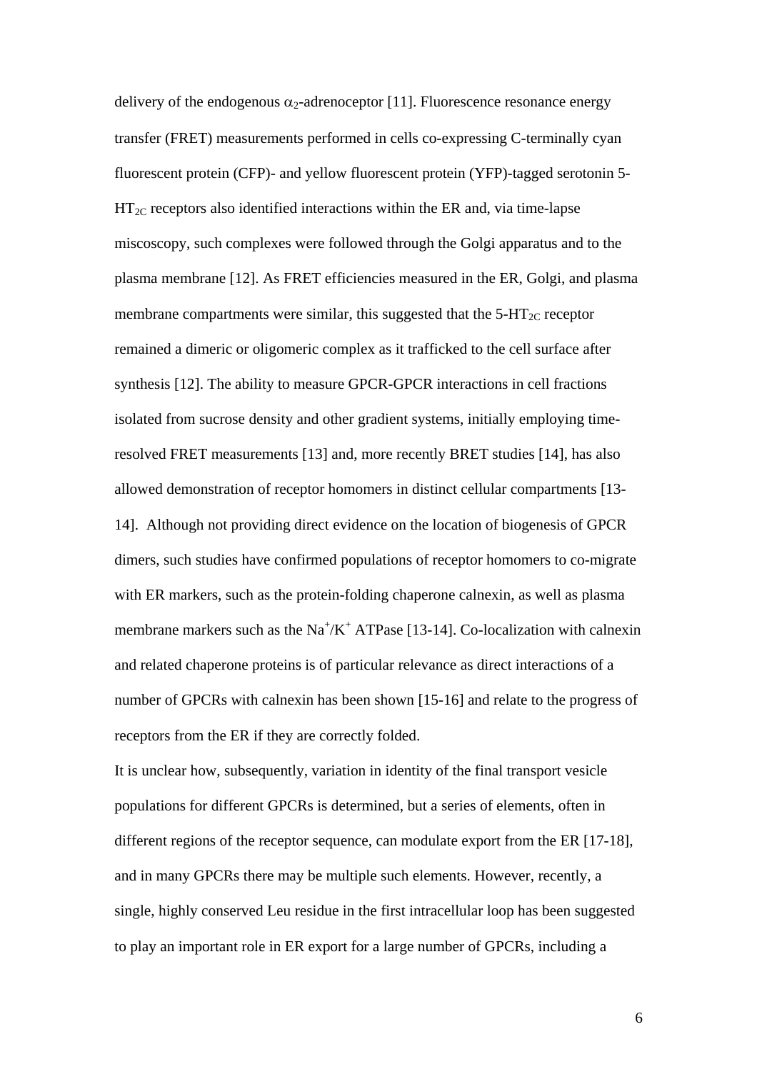delivery of the endogenous $\alpha_2$-adrenoceptor [11]. Fluorescence resonance energy transfer (FRET) measurements performed in cells co-expressing C-terminally cyan fluorescent protein (CFP)- and yellow fluorescent protein (YFP)-tagged serotonin 5-$HT_{2C}$ receptors also identified interactions within the ER and, via time-lapse miscoscopy, such complexes were followed through the Golgi apparatus and to the plasma membrane [12]. As FRET efficiencies measured in the ER, Golgi, and plasma membrane compartments were similar, this suggested that the 5-$HT_{2C}$ receptor remained a dimeric or oligomeric complex as it trafficked to the cell surface after synthesis [12]. The ability to measure GPCR-GPCR interactions in cell fractions isolated from sucrose density and other gradient systems, initially employing time-resolved FRET measurements [13] and, more recently BRET studies [14], has also allowed demonstration of receptor homomers in distinct cellular compartments [13-14]. Although not providing direct evidence on the location of biogenesis of GPCR dimers, such studies have confirmed populations of receptor homomers to co-migrate with ER markers, such as the protein-folding chaperone calnexin, as well as plasma membrane markers such as the $Na^+/K^+$ ATPase [13-14]. Co-localization with calnexin and related chaperone proteins is of particular relevance as direct interactions of a number of GPCRs with calnexin has been shown [15-16] and relate to the progress of receptors from the ER if they are correctly folded.

It is unclear how, subsequently, variation in identity of the final transport vesicle populations for different GPCRs is determined, but a series of elements, often in different regions of the receptor sequence, can modulate export from the ER [17-18], and in many GPCRs there may be multiple such elements. However, recently, a single, highly conserved Leu residue in the first intracellular loop has been suggested to play an important role in ER export for a large number of GPCRs, including a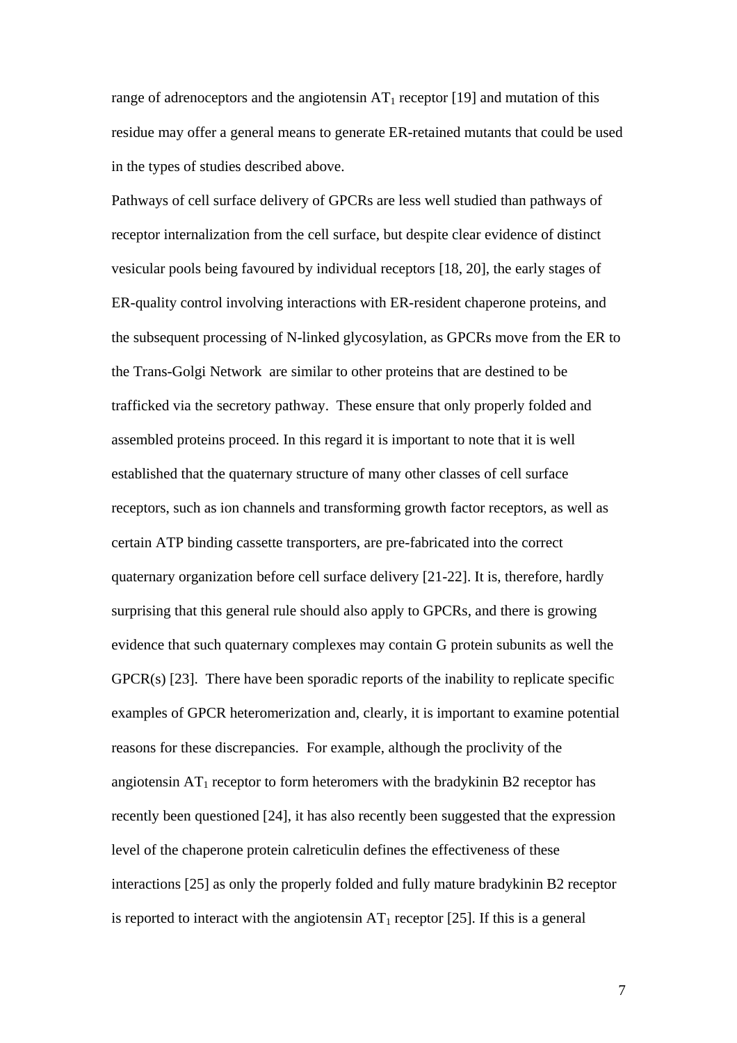range of adrenoceptors and the angiotensin $AT_1$ receptor [19] and mutation of this residue may offer a general means to generate ER-retained mutants that could be used in the types of studies described above.

Pathways of cell surface delivery of GPCRs are less well studied than pathways of receptor internalization from the cell surface, but despite clear evidence of distinct vesicular pools being favoured by individual receptors [18, 20], the early stages of ER-quality control involving interactions with ER-resident chaperone proteins, and the subsequent processing of N-linked glycosylation, as GPCRs move from the ER to the Trans-Golgi Network are similar to other proteins that are destined to be trafficked via the secretory pathway. These ensure that only properly folded and assembled proteins proceed. In this regard it is important to note that it is well established that the quaternary structure of many other classes of cell surface receptors, such as ion channels and transforming growth factor receptors, as well as certain ATP binding cassette transporters, are pre-fabricated into the correct quaternary organization before cell surface delivery [21-22]. It is, therefore, hardly surprising that this general rule should also apply to GPCRs, and there is growing evidence that such quaternary complexes may contain G protein subunits as well the GPCR(s) [23]. There have been sporadic reports of the inability to replicate specific examples of GPCR heteromerization and, clearly, it is important to examine potential reasons for these discrepancies. For example, although the proclivity of the angiotensin $AT_1$ receptor to form heteromers with the bradykinin B2 receptor has recently been questioned [24], it has also recently been suggested that the expression level of the chaperone protein calreticulin defines the effectiveness of these interactions [25] as only the properly folded and fully mature bradykinin B2 receptor is reported to interact with the angiotensin $AT_1$ receptor [25]. If this is a general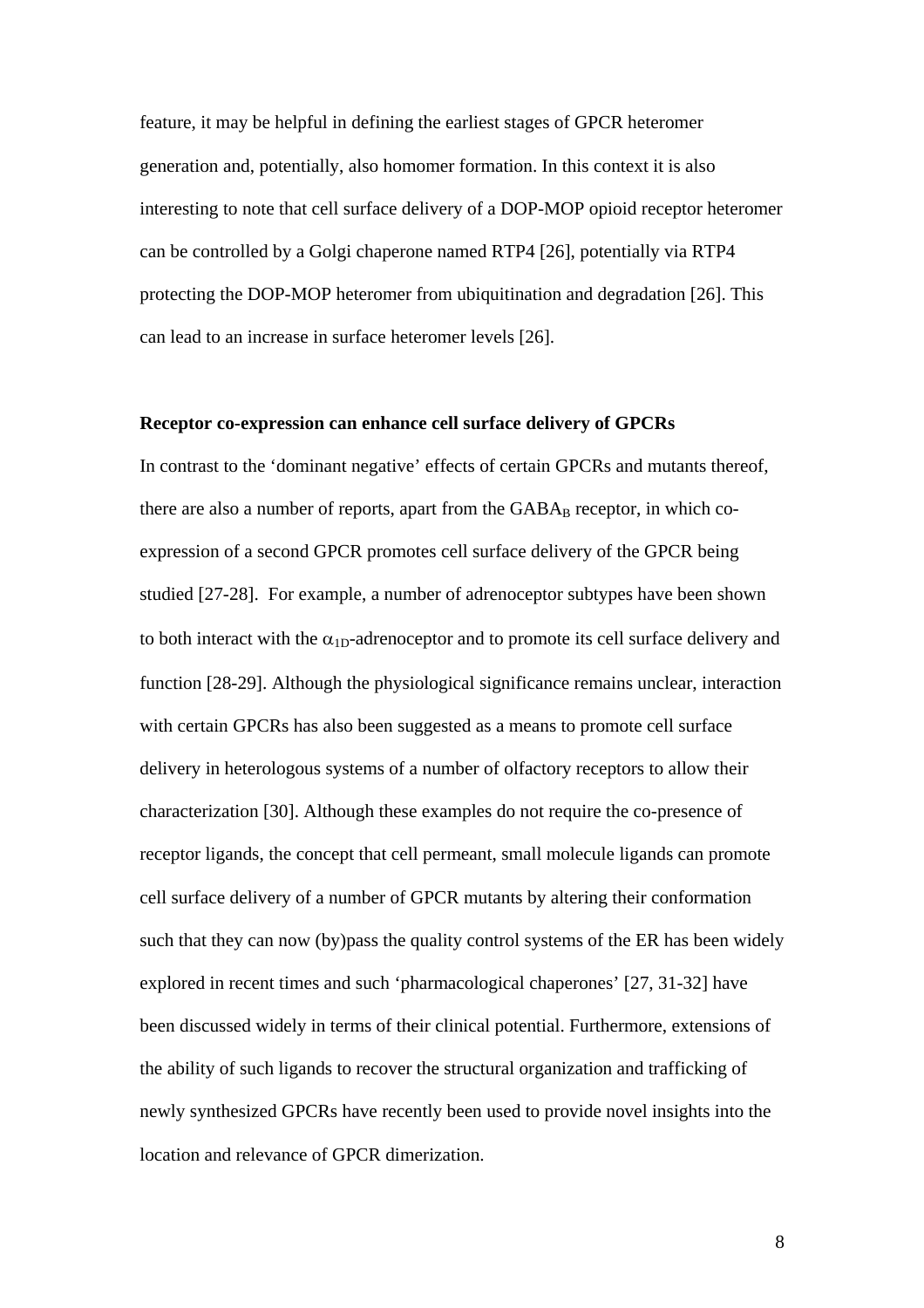feature, it may be helpful in defining the earliest stages of GPCR heteromer generation and, potentially, also homomer formation. In this context it is also interesting to note that cell surface delivery of a DOP-MOP opioid receptor heteromer can be controlled by a Golgi chaperone named RTP4 [26], potentially via RTP4 protecting the DOP-MOP heteromer from ubiquitination and degradation [26]. This can lead to an increase in surface heteromer levels [26].

**Receptor co-expression can enhance cell surface delivery of GPCRs**

In contrast to the 'dominant negative' effects of certain GPCRs and mutants thereof, there are also a number of reports, apart from the $GABA_B$ receptor, in which co-expression of a second GPCR promotes cell surface delivery of the GPCR being studied [27-28]. For example, a number of adrenoceptor subtypes have been shown to both interact with the $\alpha_{1D}$-adrenoceptor and to promote its cell surface delivery and function [28-29]. Although the physiological significance remains unclear, interaction with certain GPCRs has also been suggested as a means to promote cell surface delivery in heterologous systems of a number of olfactory receptors to allow their characterization [30]. Although these examples do not require the co-presence of receptor ligands, the concept that cell permeant, small molecule ligands can promote cell surface delivery of a number of GPCR mutants by altering their conformation such that they can now (by)pass the quality control systems of the ER has been widely explored in recent times and such 'pharmacological chaperones' [27, 31-32] have been discussed widely in terms of their clinical potential. Furthermore, extensions of the ability of such ligands to recover the structural organization and trafficking of newly synthesized GPCRs have recently been used to provide novel insights into the location and relevance of GPCR dimerization.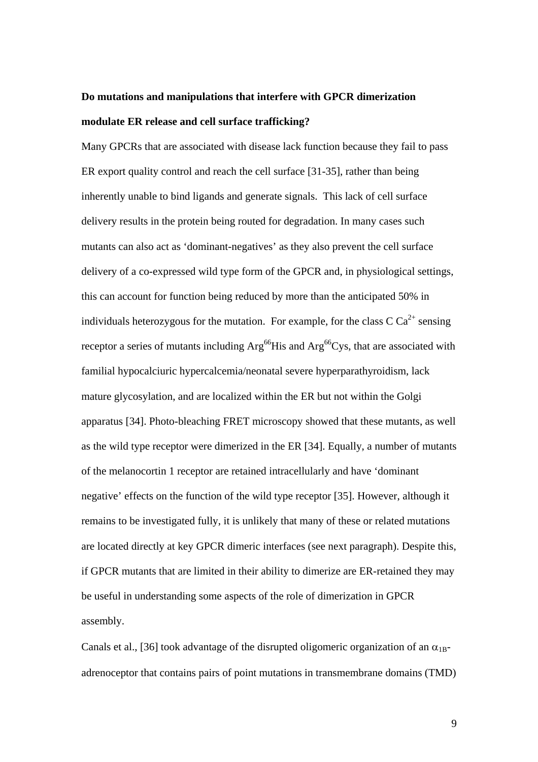**Do mutations and manipulations that interfere with GPCR dimerization modulate ER release and cell surface trafficking?**

Many GPCRs that are associated with disease lack function because they fail to pass ER export quality control and reach the cell surface [31-35], rather than being inherently unable to bind ligands and generate signals. This lack of cell surface delivery results in the protein being routed for degradation. In many cases such mutants can also act as 'dominant-negatives' as they also prevent the cell surface delivery of a co-expressed wild type form of the GPCR and, in physiological settings, this can account for function being reduced by more than the anticipated 50% in individuals heterozygous for the mutation. For example, for the class C $Ca^{2+}$ sensing receptor a series of mutants including $Arg^{66}$His and $Arg^{66}$Cys, that are associated with familial hypocalciuric hypercalcemia/neonatal severe hyperparathyroidism, lack mature glycosylation, and are localized within the ER but not within the Golgi apparatus [34]. Photo-bleaching FRET microscopy showed that these mutants, as well as the wild type receptor were dimerized in the ER [34]. Equally, a number of mutants of the melanocortin 1 receptor are retained intracellularly and have 'dominant negative' effects on the function of the wild type receptor [35]. However, although it remains to be investigated fully, it is unlikely that many of these or related mutations are located directly at key GPCR dimeric interfaces (see next paragraph). Despite this, if GPCR mutants that are limited in their ability to dimerize are ER-retained they may be useful in understanding some aspects of the role of dimerization in GPCR assembly.

Canals et al., [36] took advantage of the disrupted oligomeric organization of an $\alpha_{1B}$-adrenoceptor that contains pairs of point mutations in transmembrane domains (TMD)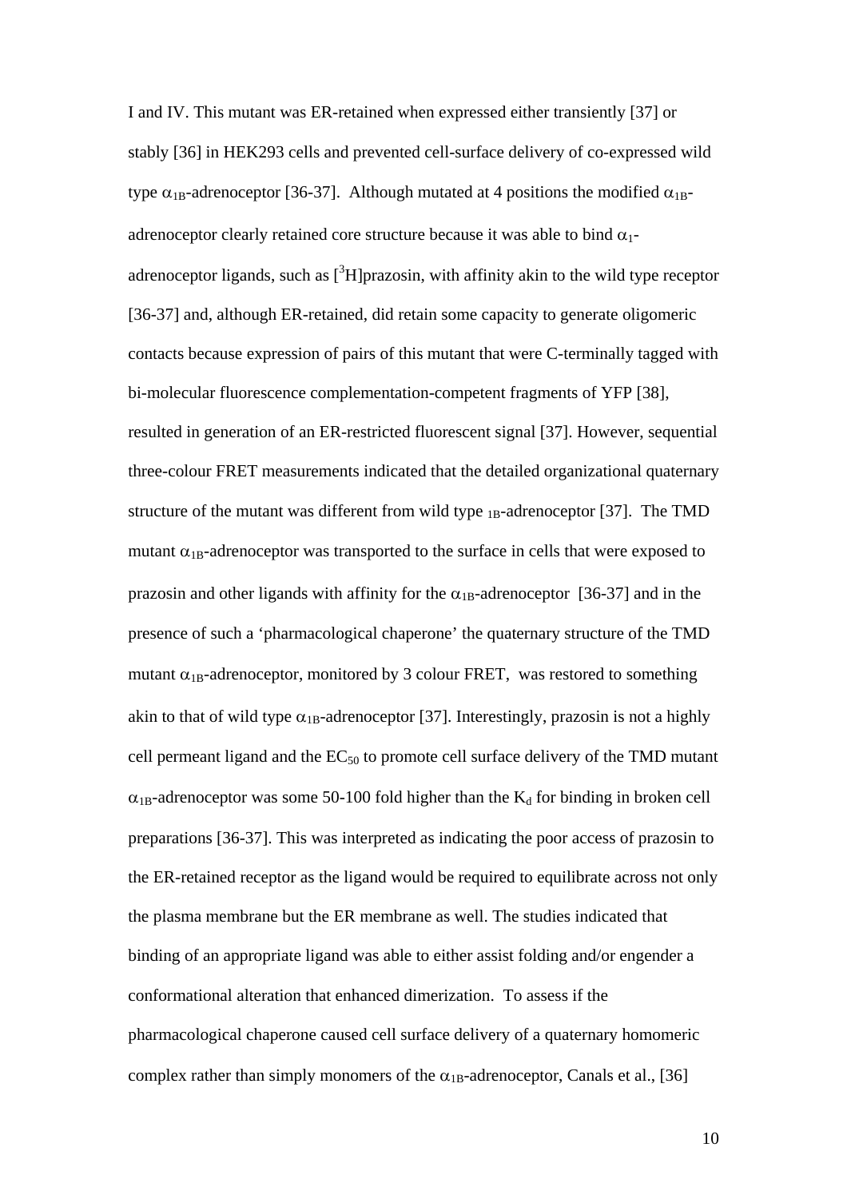I and IV. This mutant was ER-retained when expressed either transiently [37] or stably [36] in HEK293 cells and prevented cell-surface delivery of co-expressed wild type $\alpha_{1B}$-adrenoceptor [36-37]. Although mutated at 4 positions the modified $\alpha_{1B}$-adrenoceptor clearly retained core structure because it was able to bind $\alpha_1$-adrenoceptor ligands, such as [$^3$H]prazosin, with affinity akin to the wild type receptor [36-37] and, although ER-retained, did retain some capacity to generate oligomeric contacts because expression of pairs of this mutant that were C-terminally tagged with bi-molecular fluorescence complementation-competent fragments of YFP [38], resulted in generation of an ER-restricted fluorescent signal [37]. However, sequential three-colour FRET measurements indicated that the detailed organizational quaternary structure of the mutant was different from wild type $_{1B}$-adrenoceptor [37]. The TMD mutant $\alpha_{1B}$-adrenoceptor was transported to the surface in cells that were exposed to prazosin and other ligands with affinity for the $\alpha_{1B}$-adrenoceptor [36-37] and in the presence of such a 'pharmacological chaperone' the quaternary structure of the TMD mutant $\alpha_{1B}$-adrenoceptor, monitored by 3 colour FRET, was restored to something akin to that of wild type $\alpha_{1B}$-adrenoceptor [37]. Interestingly, prazosin is not a highly cell permeant ligand and the $EC_{50}$ to promote cell surface delivery of the TMD mutant $\alpha_{1B}$-adrenoceptor was some 50-100 fold higher than the $K_d$ for binding in broken cell preparations [36-37]. This was interpreted as indicating the poor access of prazosin to the ER-retained receptor as the ligand would be required to equilibrate across not only the plasma membrane but the ER membrane as well. The studies indicated that binding of an appropriate ligand was able to either assist folding and/or engender a conformational alteration that enhanced dimerization. To assess if the pharmacological chaperone caused cell surface delivery of a quaternary homomeric complex rather than simply monomers of the $\alpha_{1B}$-adrenoceptor, Canals et al., [36]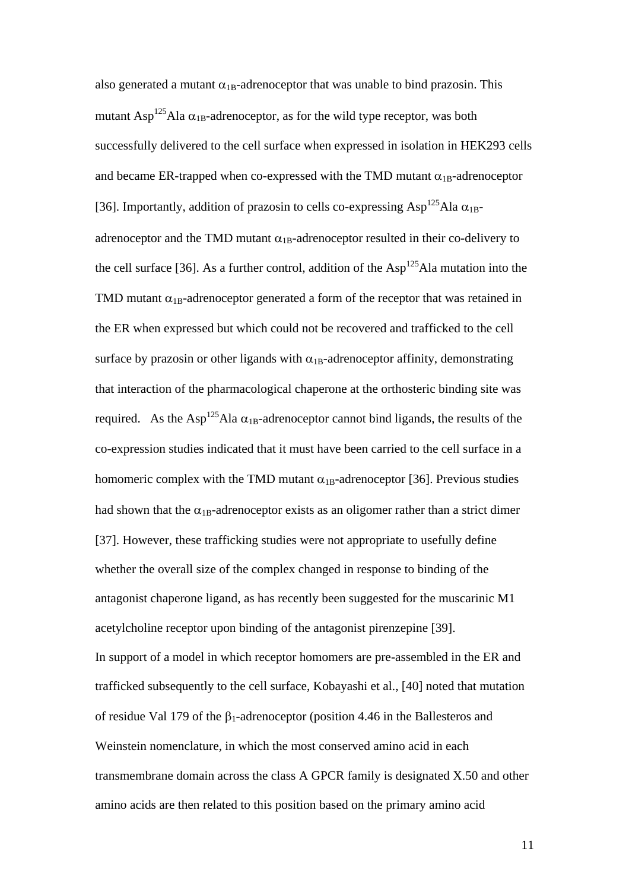also generated a mutant $\alpha_{1B}$-adrenoceptor that was unable to bind prazosin. This mutant $Asp^{125}Ala$ $\alpha_{1B}$-adrenoceptor, as for the wild type receptor, was both successfully delivered to the cell surface when expressed in isolation in HEK293 cells and became ER-trapped when co-expressed with the TMD mutant $\alpha_{1B}$-adrenoceptor [36]. Importantly, addition of prazosin to cells co-expressing $Asp^{125}Ala$ $\alpha_{1B}$-adrenoceptor and the TMD mutant $\alpha_{1B}$-adrenoceptor resulted in their co-delivery to the cell surface [36]. As a further control, addition of the $Asp^{125}Ala$ mutation into the TMD mutant $\alpha_{1B}$-adrenoceptor generated a form of the receptor that was retained in the ER when expressed but which could not be recovered and trafficked to the cell surface by prazosin or other ligands with $\alpha_{1B}$-adrenoceptor affinity, demonstrating that interaction of the pharmacological chaperone at the orthosteric binding site was required. As the $Asp^{125}Ala$ $\alpha_{1B}$-adrenoceptor cannot bind ligands, the results of the co-expression studies indicated that it must have been carried to the cell surface in a homomeric complex with the TMD mutant $\alpha_{1B}$-adrenoceptor [36]. Previous studies had shown that the $\alpha_{1B}$-adrenoceptor exists as an oligomer rather than a strict dimer [37]. However, these trafficking studies were not appropriate to usefully define whether the overall size of the complex changed in response to binding of the antagonist chaperone ligand, as has recently been suggested for the muscarinic M1 acetylcholine receptor upon binding of the antagonist pirenzepine [39].

In support of a model in which receptor homomers are pre-assembled in the ER and trafficked subsequently to the cell surface, Kobayashi et al., [40] noted that mutation of residue Val 179 of the $\beta_1$-adrenoceptor (position 4.46 in the Ballesteros and Weinstein nomenclature, in which the most conserved amino acid in each transmembrane domain across the class A GPCR family is designated X.50 and other amino acids are then related to this position based on the primary amino acid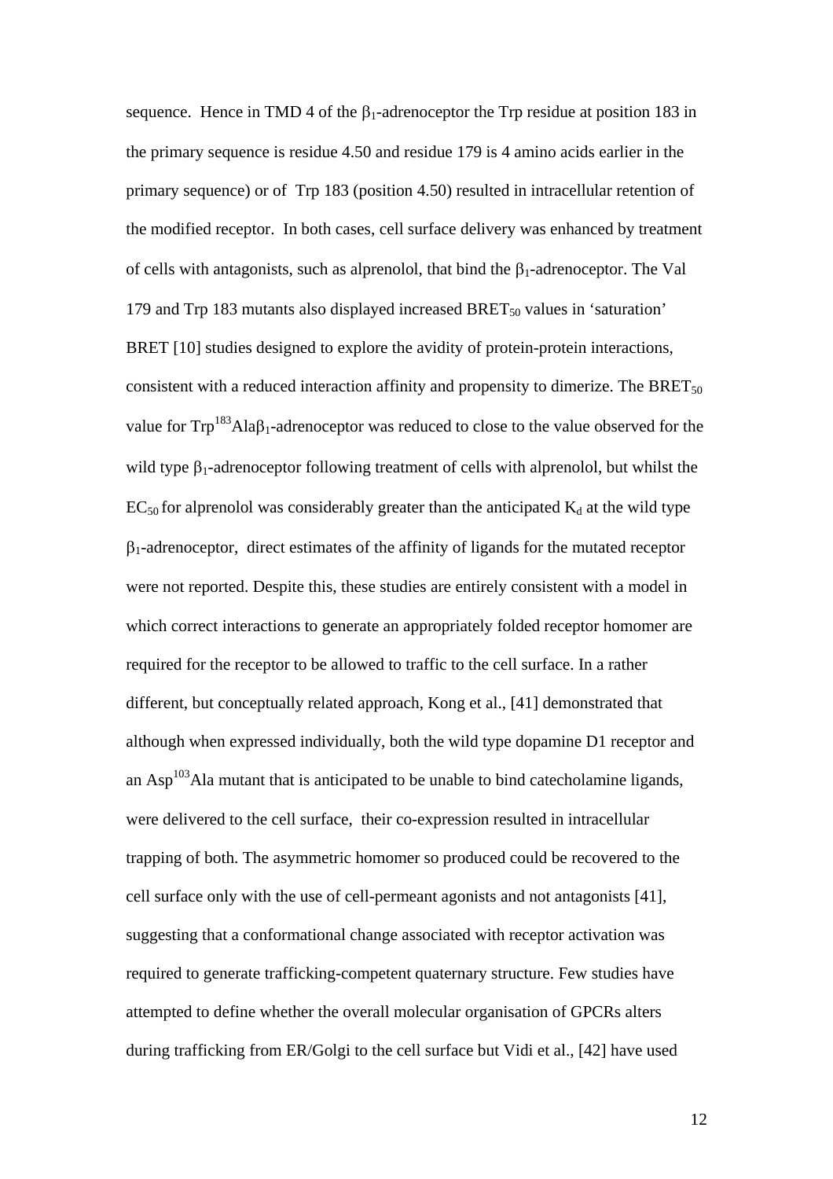sequence. Hence in TMD 4 of the $\beta_1$-adrenoceptor the Trp residue at position 183 in the primary sequence is residue 4.50 and residue 179 is 4 amino acids earlier in the primary sequence) or of Trp 183 (position 4.50) resulted in intracellular retention of the modified receptor. In both cases, cell surface delivery was enhanced by treatment of cells with antagonists, such as alprenolol, that bind the $\beta_1$-adrenoceptor. The Val 179 and Trp 183 mutants also displayed increased $BRET_{50}$ values in 'saturation' BRET [10] studies designed to explore the avidity of protein-protein interactions, consistent with a reduced interaction affinity and propensity to dimerize. The $BRET_{50}$ value for $Trp^{183}Ala\beta_1$-adrenoceptor was reduced to close to the value observed for the wild type $\beta_1$-adrenoceptor following treatment of cells with alprenolol, but whilst the $EC_{50}$ for alprenolol was considerably greater than the anticipated $K_d$ at the wild type $\beta_1$-adrenoceptor, direct estimates of the affinity of ligands for the mutated receptor were not reported. Despite this, these studies are entirely consistent with a model in which correct interactions to generate an appropriately folded receptor homomer are required for the receptor to be allowed to traffic to the cell surface. In a rather different, but conceptually related approach, Kong et al., [41] demonstrated that although when expressed individually, both the wild type dopamine D1 receptor and an $Asp^{103}Ala$ mutant that is anticipated to be unable to bind catecholamine ligands, were delivered to the cell surface, their co-expression resulted in intracellular trapping of both. The asymmetric homomer so produced could be recovered to the cell surface only with the use of cell-permeant agonists and not antagonists [41], suggesting that a conformational change associated with receptor activation was required to generate trafficking-competent quaternary structure. Few studies have attempted to define whether the overall molecular organisation of GPCRs alters during trafficking from ER/Golgi to the cell surface but Vidi et al., [42] have used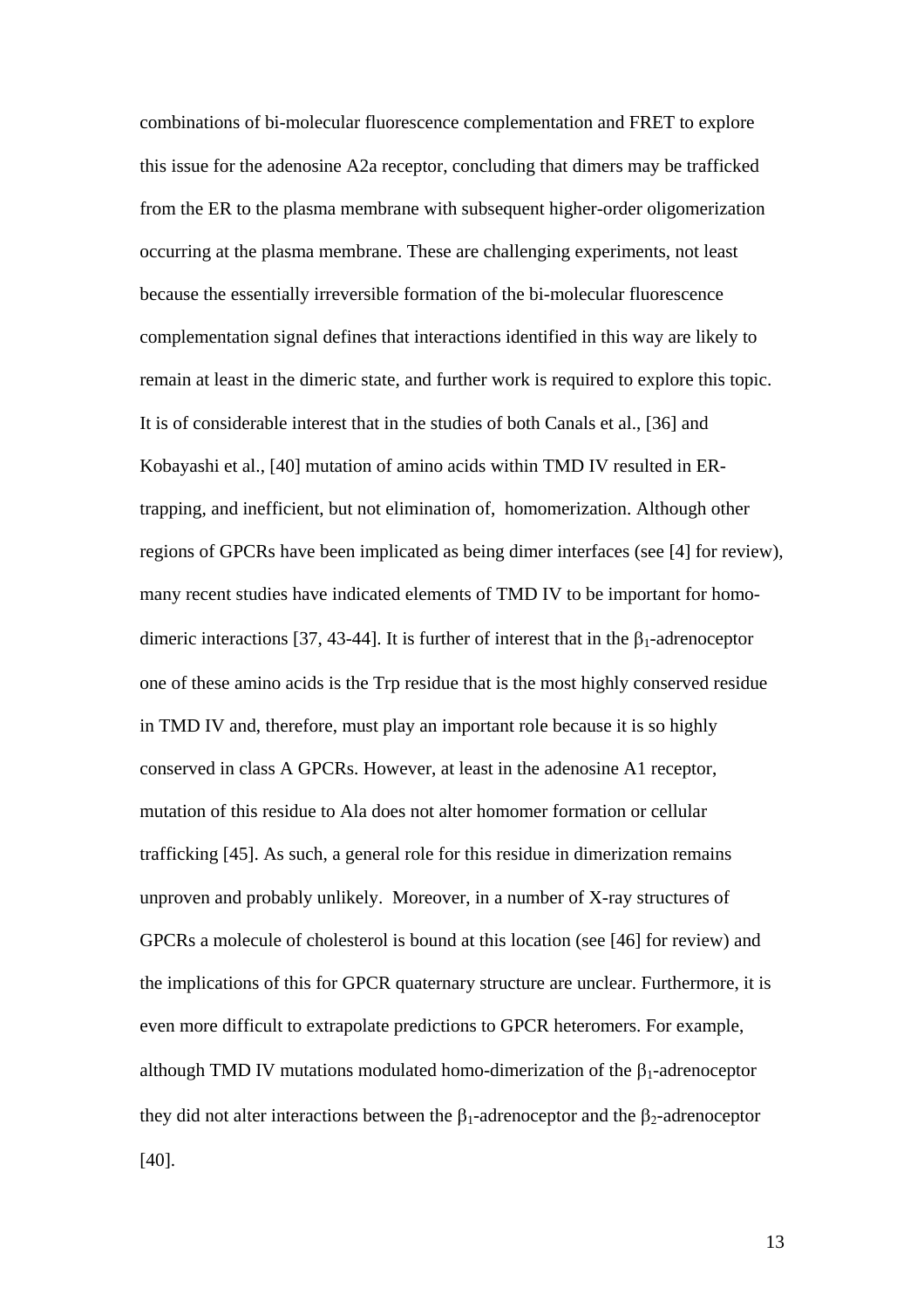combinations of bi-molecular fluorescence complementation and FRET to explore this issue for the adenosine A2a receptor, concluding that dimers may be trafficked from the ER to the plasma membrane with subsequent higher-order oligomerization occurring at the plasma membrane. These are challenging experiments, not least because the essentially irreversible formation of the bi-molecular fluorescence complementation signal defines that interactions identified in this way are likely to remain at least in the dimeric state, and further work is required to explore this topic. It is of considerable interest that in the studies of both Canals et al., [36] and Kobayashi et al., [40] mutation of amino acids within TMD IV resulted in ER-trapping, and inefficient, but not elimination of, homomerization. Although other regions of GPCRs have been implicated as being dimer interfaces (see [4] for review), many recent studies have indicated elements of TMD IV to be important for homo-dimeric interactions [37, 43-44]. It is further of interest that in the $\beta_1$-adrenoceptor one of these amino acids is the Trp residue that is the most highly conserved residue in TMD IV and, therefore, must play an important role because it is so highly conserved in class A GPCRs. However, at least in the adenosine A1 receptor, mutation of this residue to Ala does not alter homomer formation or cellular trafficking [45]. As such, a general role for this residue in dimerization remains unproven and probably unlikely. Moreover, in a number of X-ray structures of GPCRs a molecule of cholesterol is bound at this location (see [46] for review) and the implications of this for GPCR quaternary structure are unclear. Furthermore, it is even more difficult to extrapolate predictions to GPCR heteromers. For example, although TMD IV mutations modulated homo-dimerization of the $\beta_1$-adrenoceptor they did not alter interactions between the $\beta_1$-adrenoceptor and the $\beta_2$-adrenoceptor [40].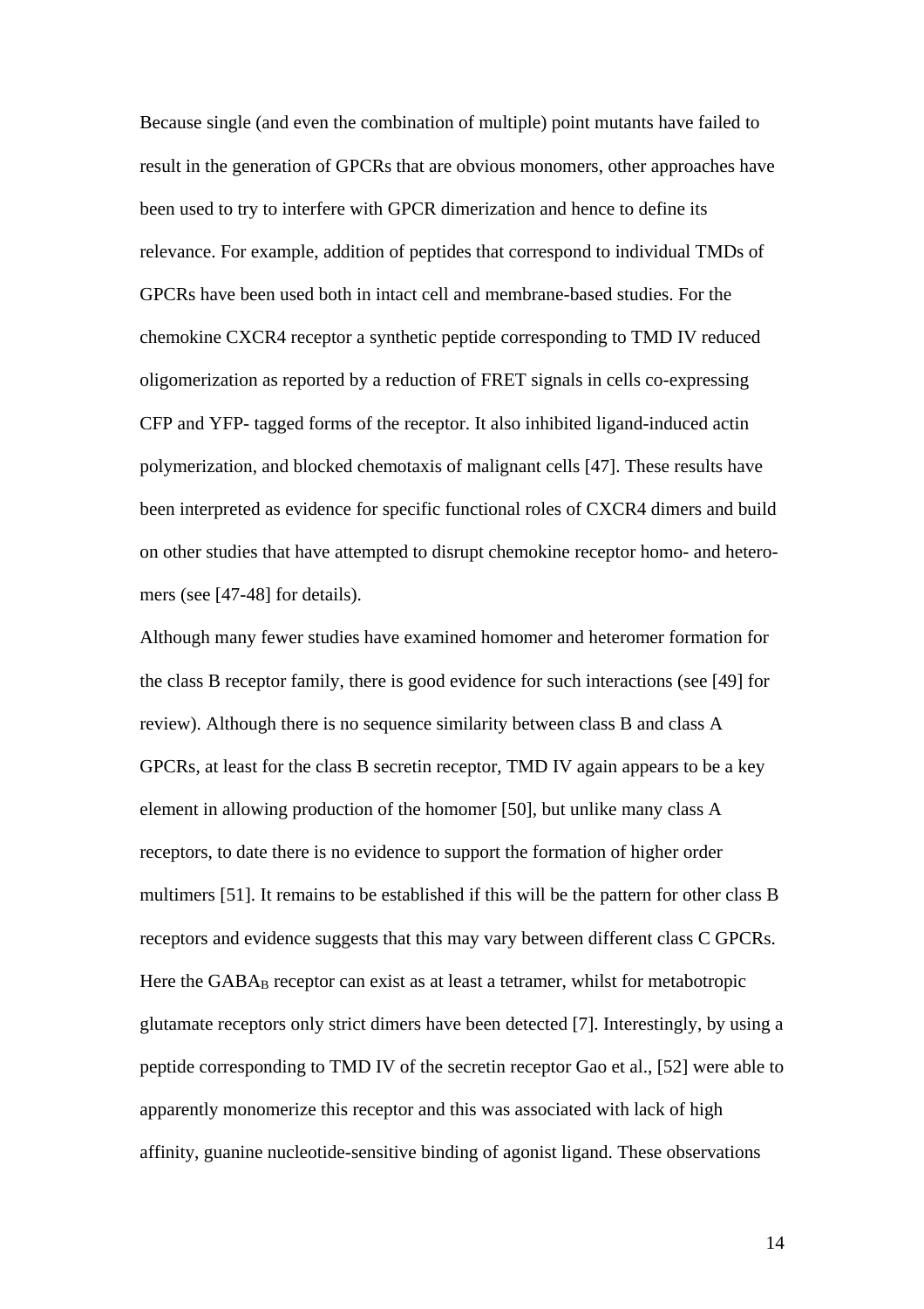Because single (and even the combination of multiple) point mutants have failed to result in the generation of GPCRs that are obvious monomers, other approaches have been used to try to interfere with GPCR dimerization and hence to define its relevance. For example, addition of peptides that correspond to individual TMDs of GPCRs have been used both in intact cell and membrane-based studies. For the chemokine CXCR4 receptor a synthetic peptide corresponding to TMD IV reduced oligomerization as reported by a reduction of FRET signals in cells co-expressing CFP and YFP- tagged forms of the receptor. It also inhibited ligand-induced actin polymerization, and blocked chemotaxis of malignant cells [47]. These results have been interpreted as evidence for specific functional roles of CXCR4 dimers and build on other studies that have attempted to disrupt chemokine receptor homo- and hetero-mers (see [47-48] for details).

Although many fewer studies have examined homomer and heteromer formation for the class B receptor family, there is good evidence for such interactions (see [49] for review). Although there is no sequence similarity between class B and class A GPCRs, at least for the class B secretin receptor, TMD IV again appears to be a key element in allowing production of the homomer [50], but unlike many class A receptors, to date there is no evidence to support the formation of higher order multimers [51]. It remains to be established if this will be the pattern for other class B receptors and evidence suggests that this may vary between different class C GPCRs. Here the $GABA_B$ receptor can exist as at least a tetramer, whilst for metabotropic glutamate receptors only strict dimers have been detected [7]. Interestingly, by using a peptide corresponding to TMD IV of the secretin receptor Gao et al., [52] were able to apparently monomerize this receptor and this was associated with lack of high affinity, guanine nucleotide-sensitive binding of agonist ligand. These observations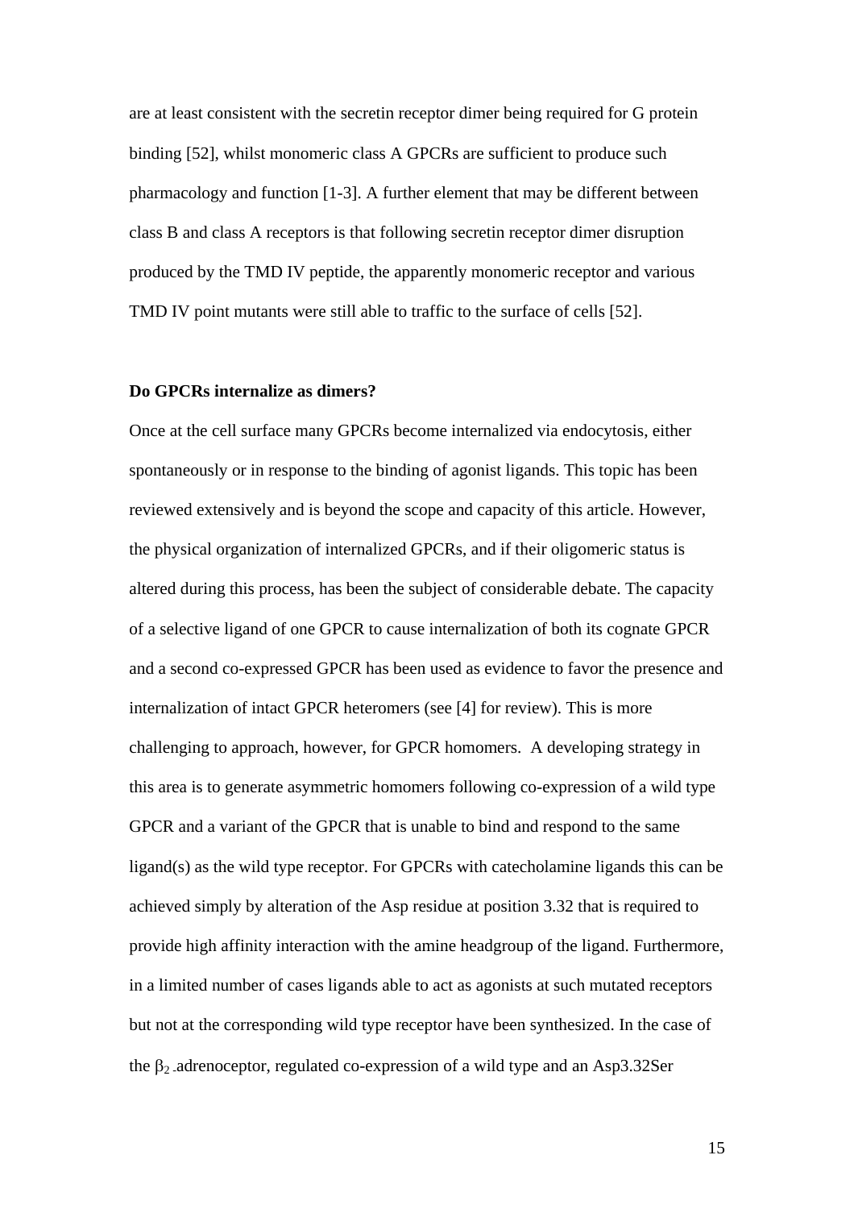are at least consistent with the secretin receptor dimer being required for G protein binding [52], whilst monomeric class A GPCRs are sufficient to produce such pharmacology and function [1-3]. A further element that may be different between class B and class A receptors is that following secretin receptor dimer disruption produced by the TMD IV peptide, the apparently monomeric receptor and various TMD IV point mutants were still able to traffic to the surface of cells [52].

**Do GPCRs internalize as dimers?**

Once at the cell surface many GPCRs become internalized via endocytosis, either spontaneously or in response to the binding of agonist ligands. This topic has been reviewed extensively and is beyond the scope and capacity of this article. However, the physical organization of internalized GPCRs, and if their oligomeric status is altered during this process, has been the subject of considerable debate. The capacity of a selective ligand of one GPCR to cause internalization of both its cognate GPCR and a second co-expressed GPCR has been used as evidence to favor the presence and internalization of intact GPCR heteromers (see [4] for review). This is more challenging to approach, however, for GPCR homomers. A developing strategy in this area is to generate asymmetric homomers following co-expression of a wild type GPCR and a variant of the GPCR that is unable to bind and respond to the same ligand(s) as the wild type receptor. For GPCRs with catecholamine ligands this can be achieved simply by alteration of the Asp residue at position 3.32 that is required to provide high affinity interaction with the amine headgroup of the ligand. Furthermore, in a limited number of cases ligands able to act as agonists at such mutated receptors but not at the corresponding wild type receptor have been synthesized. In the case of the $\beta_2$-adrenoceptor, regulated co-expression of a wild type and an Asp3.32Ser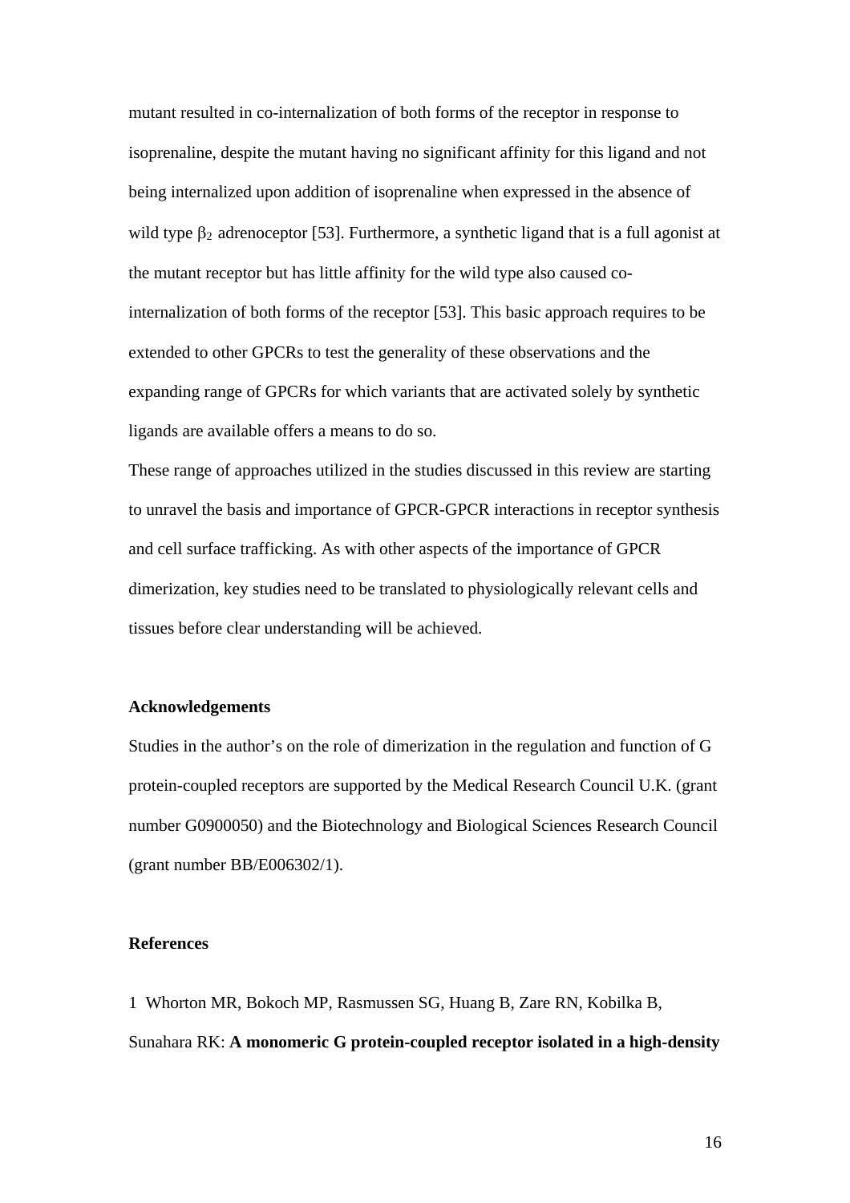mutant resulted in co-internalization of both forms of the receptor in response to isoprenaline, despite the mutant having no significant affinity for this ligand and not being internalized upon addition of isoprenaline when expressed in the absence of wild type $\beta_2$ adrenoceptor [53]. Furthermore, a synthetic ligand that is a full agonist at the mutant receptor but has little affinity for the wild type also caused co-internalization of both forms of the receptor [53]. This basic approach requires to be extended to other GPCRs to test the generality of these observations and the expanding range of GPCRs for which variants that are activated solely by synthetic ligands are available offers a means to do so.

These range of approaches utilized in the studies discussed in this review are starting to unravel the basis and importance of GPCR-GPCR interactions in receptor synthesis and cell surface trafficking. As with other aspects of the importance of GPCR dimerization, key studies need to be translated to physiologically relevant cells and tissues before clear understanding will be achieved.

## Acknowledgements

Studies in the author's on the role of dimerization in the regulation and function of G protein-coupled receptors are supported by the Medical Research Council U.K. (grant number G0900050) and the Biotechnology and Biological Sciences Research Council (grant number BB/E006302/1).

## References

1 Whorton MR, Bokoch MP, Rasmussen SG, Huang B, Zare RN, Kobilka B, Sunahara RK: **A monomeric G protein-coupled receptor isolated in a high-density**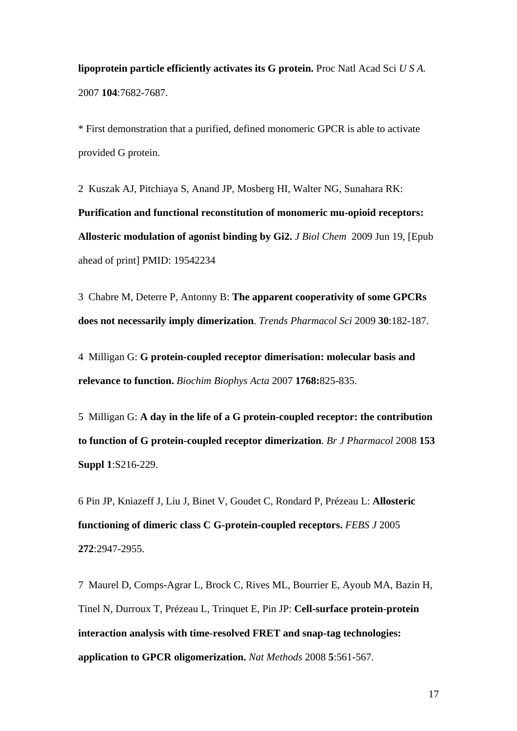**lipoprotein particle efficiently activates its G protein.** Proc Natl Acad Sci *U S A.* 2007 **104**:7682-7687.

* First demonstration that a purified, defined monomeric GPCR is able to activate provided G protein.

2 Kuszak AJ, Pitchiaya S, Anand JP, Mosberg HI, Walter NG, Sunahara RK: **Purification and functional reconstitution of monomeric mu-opioid receptors: Allosteric modulation of agonist binding by Gi2.** *J Biol Chem* 2009 Jun 19, [Epub ahead of print] PMID: 19542234

3 Chabre M, Deterre P, Antonny B: **The apparent cooperativity of some GPCRs does not necessarily imply dimerization**. *Trends Pharmacol Sci* 2009 **30**:182-187.

4 Milligan G: **G protein-coupled receptor dimerisation: molecular basis and relevance to function.** *Biochim Biophys Acta* 2007 **1768:**825-835.

5 Milligan G: **A day in the life of a G protein-coupled receptor: the contribution to function of G protein-coupled receptor dimerization**. *Br J Pharmacol* 2008 **153 Suppl 1**:S216-229.

6 Pin JP, Kniazeff J, Liu J, Binet V, Goudet C, Rondard P, Prézeau L: **Allosteric functioning of dimeric class C G-protein-coupled receptors.** *FEBS J* 2005 **272**:2947-2955.

7 Maurel D, Comps-Agrar L, Brock C, Rives ML, Bourrier E, Ayoub MA, Bazin H, Tinel N, Durroux T, Prézeau L, Trinquet E, Pin JP: **Cell-surface protein-protein interaction analysis with time-resolved FRET and snap-tag technologies: application to GPCR oligomerization.** *Nat Methods* 2008 **5**:561-567.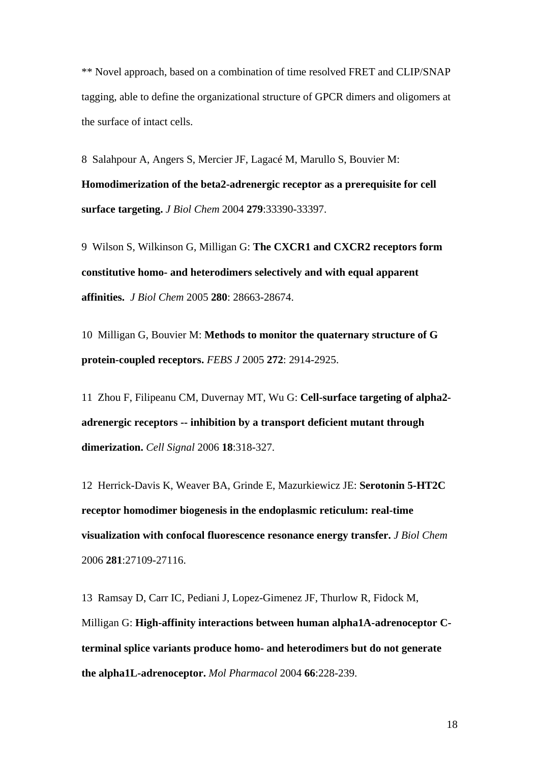** Novel approach, based on a combination of time resolved FRET and CLIP/SNAP tagging, able to define the organizational structure of GPCR dimers and oligomers at the surface of intact cells.

8 Salahpour A, Angers S, Mercier JF, Lagacé M, Marullo S, Bouvier M: **Homodimerization of the beta2-adrenergic receptor as a prerequisite for cell surface targeting.** *J Biol Chem* 2004 **279**:33390-33397.

9 Wilson S, Wilkinson G, Milligan G: **The CXCR1 and CXCR2 receptors form constitutive homo- and heterodimers selectively and with equal apparent affinities.** *J Biol Chem* 2005 **280**: 28663-28674.

10 Milligan G, Bouvier M: **Methods to monitor the quaternary structure of G protein-coupled receptors.** *FEBS J* 2005 **272**: 2914-2925.

11 Zhou F, Filipeanu CM, Duvernay MT, Wu G: **Cell-surface targeting of alpha2-adrenergic receptors -- inhibition by a transport deficient mutant through dimerization.** *Cell Signal* 2006 **18**:318-327.

12 Herrick-Davis K, Weaver BA, Grinde E, Mazurkiewicz JE: **Serotonin 5-HT2C receptor homodimer biogenesis in the endoplasmic reticulum: real-time visualization with confocal fluorescence resonance energy transfer.** *J Biol Chem* 2006 **281**:27109-27116.

13 Ramsay D, Carr IC, Pediani J, Lopez-Gimenez JF, Thurlow R, Fidock M, Milligan G: **High-affinity interactions between human alpha1A-adrenoceptor C-terminal splice variants produce homo- and heterodimers but do not generate the alpha1L-adrenoceptor.** *Mol Pharmacol* 2004 **66**:228-239.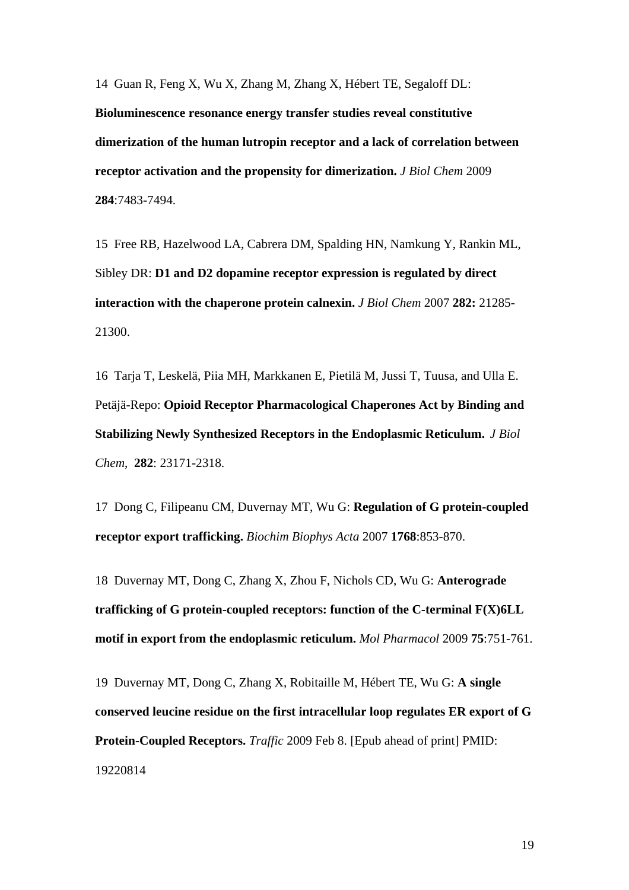14 Guan R, Feng X, Wu X, Zhang M, Zhang X, Hébert TE, Segaloff DL: **Bioluminescence resonance energy transfer studies reveal constitutive dimerization of the human lutropin receptor and a lack of correlation between receptor activation and the propensity for dimerization.** *J Biol Chem* 2009 **284**:7483-7494.

15 Free RB, Hazelwood LA, Cabrera DM, Spalding HN, Namkung Y, Rankin ML, Sibley DR: **D1 and D2 dopamine receptor expression is regulated by direct interaction with the chaperone protein calnexin.** *J Biol Chem* 2007 **282:** 21285-21300.

16 Tarja T, Leskelä, Piia MH, Markkanen E, Pietilä M, Jussi T, Tuusa, and Ulla E. Petäjä-Repo: **Opioid Receptor Pharmacological Chaperones Act by Binding and Stabilizing Newly Synthesized Receptors in the Endoplasmic Reticulum.** *J Biol Chem*, **282**: 23171-2318.

17 Dong C, Filipeanu CM, Duvernay MT, Wu G: **Regulation of G protein-coupled receptor export trafficking.** *Biochim Biophys Acta* 2007 **1768**:853-870.

18 Duvernay MT, Dong C, Zhang X, Zhou F, Nichols CD, Wu G: **Anterograde trafficking of G protein-coupled receptors: function of the C-terminal F(X)6LL motif in export from the endoplasmic reticulum.** *Mol Pharmacol* 2009 **75**:751-761.

19 Duvernay MT, Dong C, Zhang X, Robitaille M, Hébert TE, Wu G: **A single conserved leucine residue on the first intracellular loop regulates ER export of G Protein-Coupled Receptors.** *Traffic* 2009 Feb 8. [Epub ahead of print] PMID: 19220814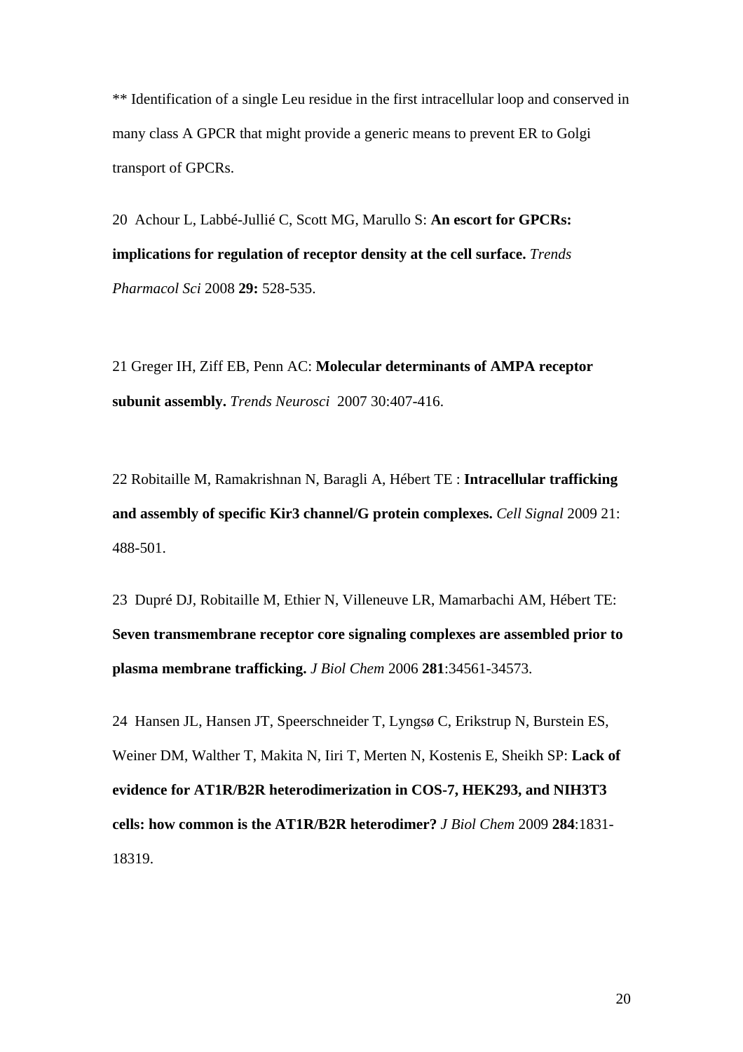** Identification of a single Leu residue in the first intracellular loop and conserved in many class A GPCR that might provide a generic means to prevent ER to Golgi transport of GPCRs.

20 Achour L, Labbé-Jullié C, Scott MG, Marullo S: **An escort for GPCRs: implications for regulation of receptor density at the cell surface.** *Trends Pharmacol Sci* 2008 **29:** 528-535.

21 Greger IH, Ziff EB, Penn AC: **Molecular determinants of AMPA receptor subunit assembly.** *Trends Neurosci* 2007 30:407-416.

22 Robitaille M, Ramakrishnan N, Baragli A, Hébert TE : **Intracellular trafficking and assembly of specific Kir3 channel/G protein complexes.** *Cell Signal* 2009 21: 488-501.

23 Dupré DJ, Robitaille M, Ethier N, Villeneuve LR, Mamarbachi AM, Hébert TE: **Seven transmembrane receptor core signaling complexes are assembled prior to plasma membrane trafficking.** *J Biol Chem* 2006 **281**:34561-34573.

24 Hansen JL, Hansen JT, Speerschneider T, Lyngsø C, Erikstrup N, Burstein ES, Weiner DM, Walther T, Makita N, Iiri T, Merten N, Kostenis E, Sheikh SP: **Lack of evidence for AT1R/B2R heterodimerization in COS-7, HEK293, and NIH3T3 cells: how common is the AT1R/B2R heterodimer?** *J Biol Chem* 2009 **284**:1831-18319.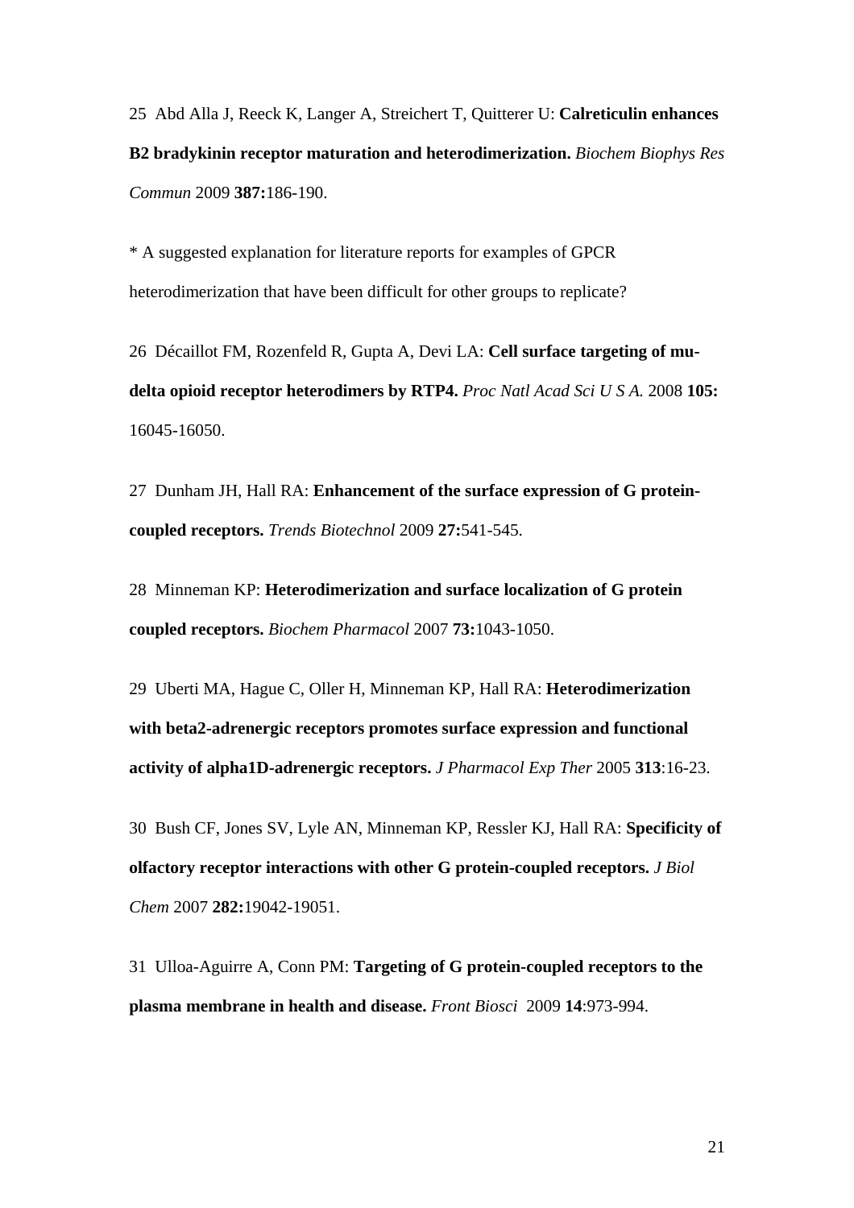25 Abd Alla J, Reeck K, Langer A, Streichert T, Quitterer U: **Calreticulin enhances B2 bradykinin receptor maturation and heterodimerization.** *Biochem Biophys Res Commun* 2009 **387:**186-190.

* A suggested explanation for literature reports for examples of GPCR heterodimerization that have been difficult for other groups to replicate?

26 Décaillot FM, Rozenfeld R, Gupta A, Devi LA: **Cell surface targeting of mu-delta opioid receptor heterodimers by RTP4.** *Proc Natl Acad Sci U S A.* 2008 **105:** 16045-16050.

27 Dunham JH, Hall RA: **Enhancement of the surface expression of G protein-coupled receptors.** *Trends Biotechnol* 2009 **27:**541-545.

28 Minneman KP: **Heterodimerization and surface localization of G protein coupled receptors.** *Biochem Pharmacol* 2007 **73:**1043-1050.

29 Uberti MA, Hague C, Oller H, Minneman KP, Hall RA: **Heterodimerization with beta2-adrenergic receptors promotes surface expression and functional activity of alpha1D-adrenergic receptors.** *J Pharmacol Exp Ther* 2005 **313**:16-23.

30 Bush CF, Jones SV, Lyle AN, Minneman KP, Ressler KJ, Hall RA: **Specificity of olfactory receptor interactions with other G protein-coupled receptors.** *J Biol Chem* 2007 **282:**19042-19051.

31 Ulloa-Aguirre A, Conn PM: **Targeting of G protein-coupled receptors to the plasma membrane in health and disease.** *Front Biosci* 2009 **14**:973-994.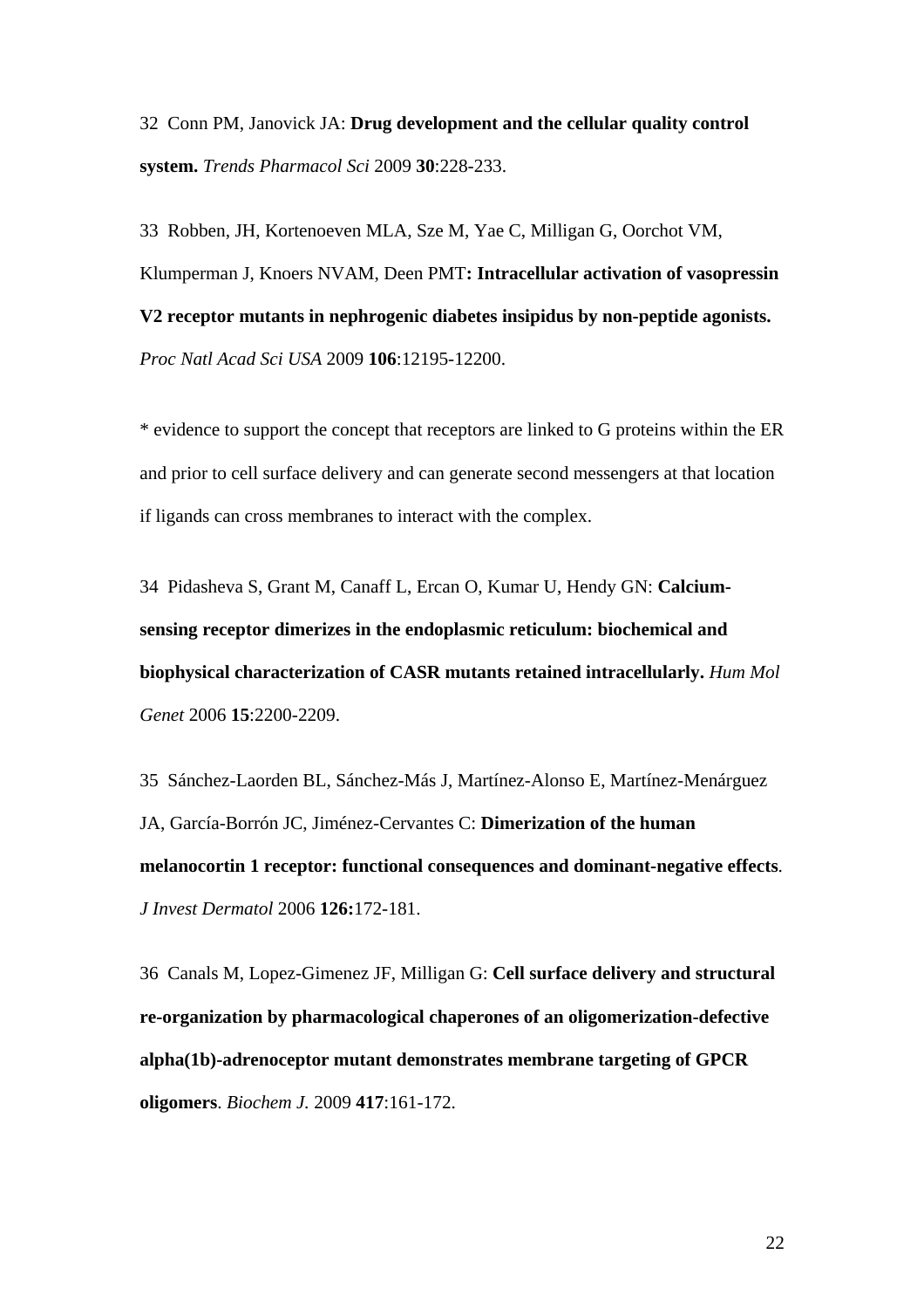32 Conn PM, Janovick JA: **Drug development and the cellular quality control system.** *Trends Pharmacol Sci* 2009 **30**:228-233.

33 Robben, JH, Kortenoeven MLA, Sze M, Yae C, Milligan G, Oorchot VM, Klumperman J, Knoers NVAM, Deen PMT**: Intracellular activation of vasopressin V2 receptor mutants in nephrogenic diabetes insipidus by non-peptide agonists.** *Proc Natl Acad Sci USA* 2009 **106**:12195-12200.

* evidence to support the concept that receptors are linked to G proteins within the ER and prior to cell surface delivery and can generate second messengers at that location if ligands can cross membranes to interact with the complex.

34 Pidasheva S, Grant M, Canaff L, Ercan O, Kumar U, Hendy GN: **Calcium-sensing receptor dimerizes in the endoplasmic reticulum: biochemical and biophysical characterization of CASR mutants retained intracellularly.** *Hum Mol Genet* 2006 **15**:2200-2209.

35 Sánchez-Laorden BL, Sánchez-Más J, Martínez-Alonso E, Martínez-Menárguez JA, García-Borrón JC, Jiménez-Cervantes C: **Dimerization of the human melanocortin 1 receptor: functional consequences and dominant-negative effects**. *J Invest Dermatol* 2006 **126:**172-181.

36 Canals M, Lopez-Gimenez JF, Milligan G: **Cell surface delivery and structural re-organization by pharmacological chaperones of an oligomerization-defective alpha(1b)-adrenoceptor mutant demonstrates membrane targeting of GPCR oligomers**. *Biochem J.* 2009 **417**:161-172.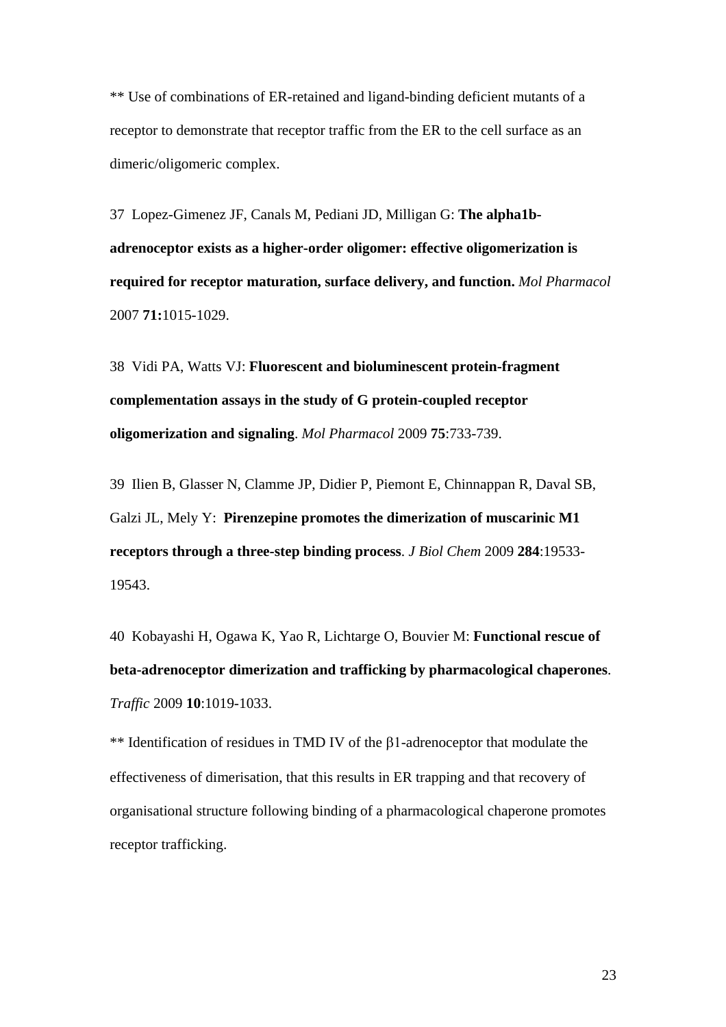** Use of combinations of ER-retained and ligand-binding deficient mutants of a receptor to demonstrate that receptor traffic from the ER to the cell surface as an dimeric/oligomeric complex.

37 Lopez-Gimenez JF, Canals M, Pediani JD, Milligan G: **The alpha1b-adrenoceptor exists as a higher-order oligomer: effective oligomerization is required for receptor maturation, surface delivery, and function.** *Mol Pharmacol* 2007 **71:**1015-1029.

38 Vidi PA, Watts VJ: **Fluorescent and bioluminescent protein-fragment complementation assays in the study of G protein-coupled receptor oligomerization and signaling**. *Mol Pharmacol* 2009 **75**:733-739.

39 Ilien B, Glasser N, Clamme JP, Didier P, Piemont E, Chinnappan R, Daval SB, Galzi JL, Mely Y: **Pirenzepine promotes the dimerization of muscarinic M1 receptors through a three-step binding process**. *J Biol Chem* 2009 **284**:19533-19543.

40 Kobayashi H, Ogawa K, Yao R, Lichtarge O, Bouvier M: **Functional rescue of beta-adrenoceptor dimerization and trafficking by pharmacological chaperones**. *Traffic* 2009 **10**:1019-1033.

** Identification of residues in TMD IV of the β1-adrenoceptor that modulate the effectiveness of dimerisation, that this results in ER trapping and that recovery of organisational structure following binding of a pharmacological chaperone promotes receptor trafficking.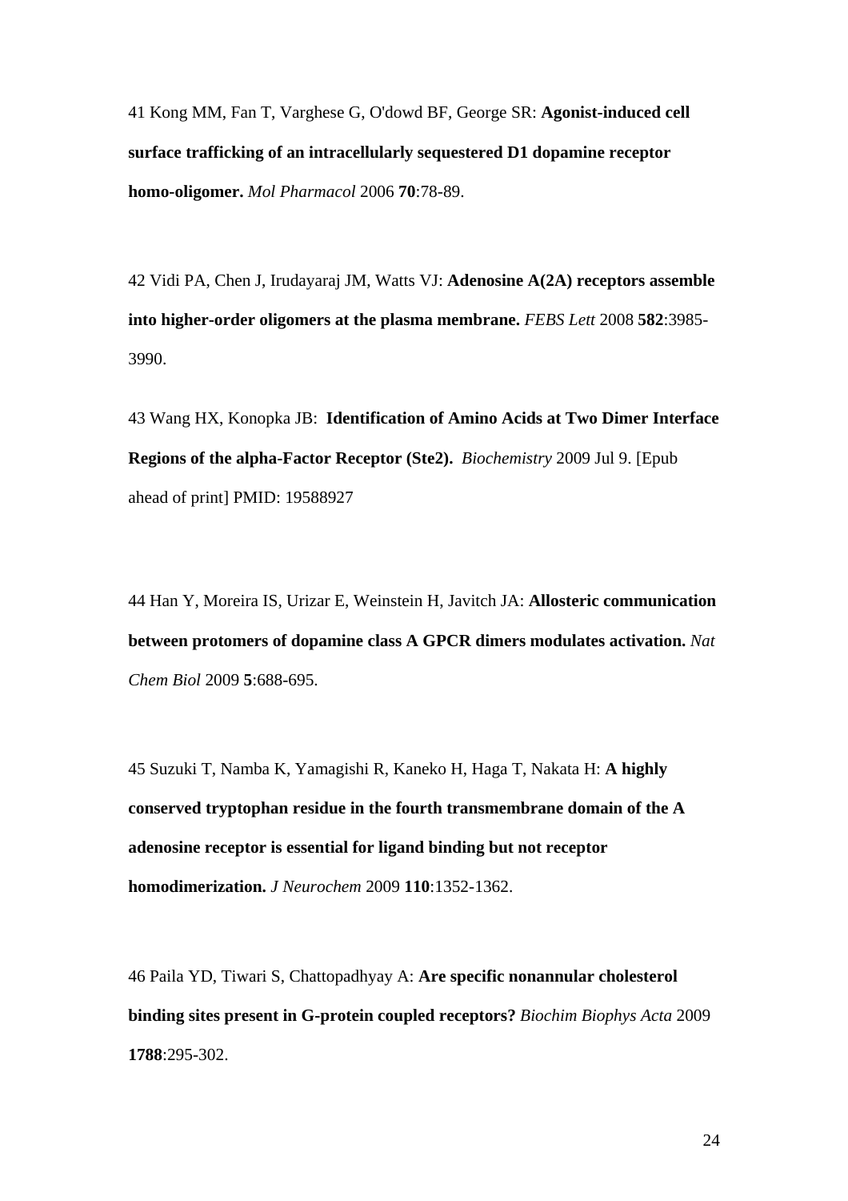41 Kong MM, Fan T, Varghese G, O'dowd BF, George SR: **Agonist-induced cell surface trafficking of an intracellularly sequestered D1 dopamine receptor homo-oligomer.** *Mol Pharmacol* 2006 **70**:78-89.

42 Vidi PA, Chen J, Irudayaraj JM, Watts VJ: **Adenosine A(2A) receptors assemble into higher-order oligomers at the plasma membrane.** *FEBS Lett* 2008 **582**:3985-3990.

43 Wang HX, Konopka JB: **Identification of Amino Acids at Two Dimer Interface Regions of the alpha-Factor Receptor (Ste2).** *Biochemistry* 2009 Jul 9. [Epub ahead of print] PMID: 19588927

44 Han Y, Moreira IS, Urizar E, Weinstein H, Javitch JA: **Allosteric communication between protomers of dopamine class A GPCR dimers modulates activation.** *Nat Chem Biol* 2009 **5**:688-695.

45 Suzuki T, Namba K, Yamagishi R, Kaneko H, Haga T, Nakata H: **A highly conserved tryptophan residue in the fourth transmembrane domain of the A adenosine receptor is essential for ligand binding but not receptor homodimerization.** *J Neurochem* 2009 **110**:1352-1362.

46 Paila YD, Tiwari S, Chattopadhyay A: **Are specific nonannular cholesterol binding sites present in G-protein coupled receptors?** *Biochim Biophys Acta* 2009 **1788**:295-302.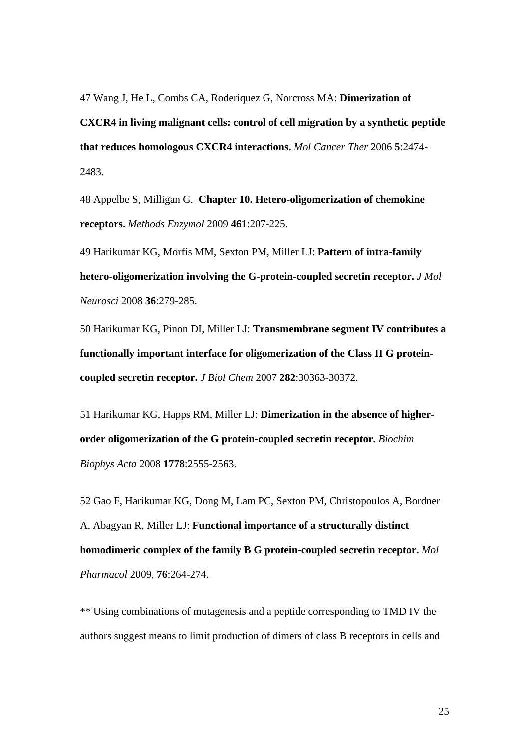47 Wang J, He L, Combs CA, Roderiquez G, Norcross MA: **Dimerization of CXCR4 in living malignant cells: control of cell migration by a synthetic peptide that reduces homologous CXCR4 interactions.** *Mol Cancer Ther* 2006 **5**:2474-2483.

48 Appelbe S, Milligan G. **Chapter 10. Hetero-oligomerization of chemokine receptors.** *Methods Enzymol* 2009 **461**:207-225.

49 Harikumar KG, Morfis MM, Sexton PM, Miller LJ: **Pattern of intra-family hetero-oligomerization involving the G-protein-coupled secretin receptor.** *J Mol Neurosci* 2008 **36**:279-285.

50 Harikumar KG, Pinon DI, Miller LJ: **Transmembrane segment IV contributes a functionally important interface for oligomerization of the Class II G protein-coupled secretin receptor.** *J Biol Chem* 2007 **282**:30363-30372.

51 Harikumar KG, Happs RM, Miller LJ: **Dimerization in the absence of higher-order oligomerization of the G protein-coupled secretin receptor.** *Biochim Biophys Acta* 2008 **1778**:2555-2563.

52 Gao F, Harikumar KG, Dong M, Lam PC, Sexton PM, Christopoulos A, Bordner A, Abagyan R, Miller LJ: **Functional importance of a structurally distinct homodimeric complex of the family B G protein-coupled secretin receptor.** *Mol Pharmacol* 2009, **76**:264-274.

** Using combinations of mutagenesis and a peptide corresponding to TMD IV the authors suggest means to limit production of dimers of class B receptors in cells and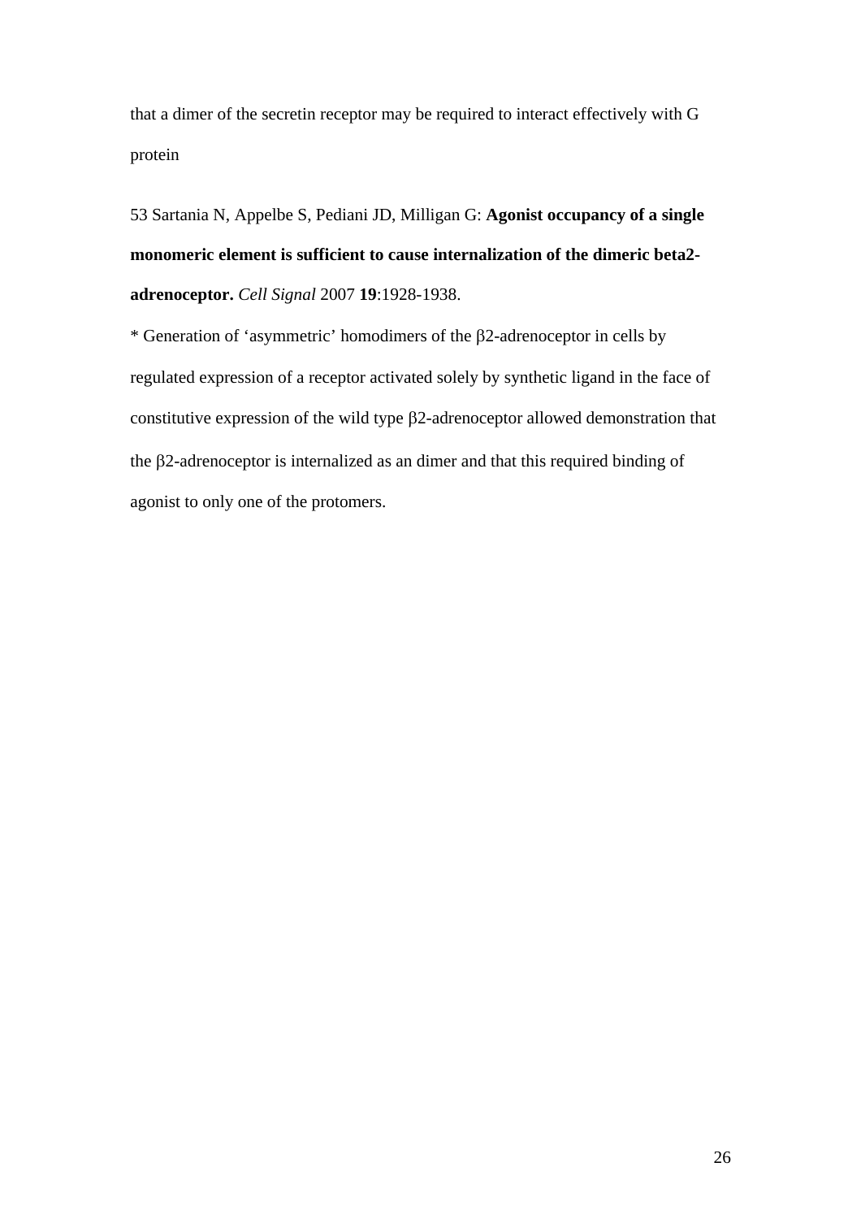that a dimer of the secretin receptor may be required to interact effectively with G protein

53 Sartania N, Appelbe S, Pediani JD, Milligan G: **Agonist occupancy of a single monomeric element is sufficient to cause internalization of the dimeric beta2-adrenoceptor.** *Cell Signal* 2007 **19**:1928-1938.

* Generation of 'asymmetric' homodimers of the β2-adrenoceptor in cells by regulated expression of a receptor activated solely by synthetic ligand in the face of constitutive expression of the wild type β2-adrenoceptor allowed demonstration that the β2-adrenoceptor is internalized as an dimer and that this required binding of agonist to only one of the protomers.